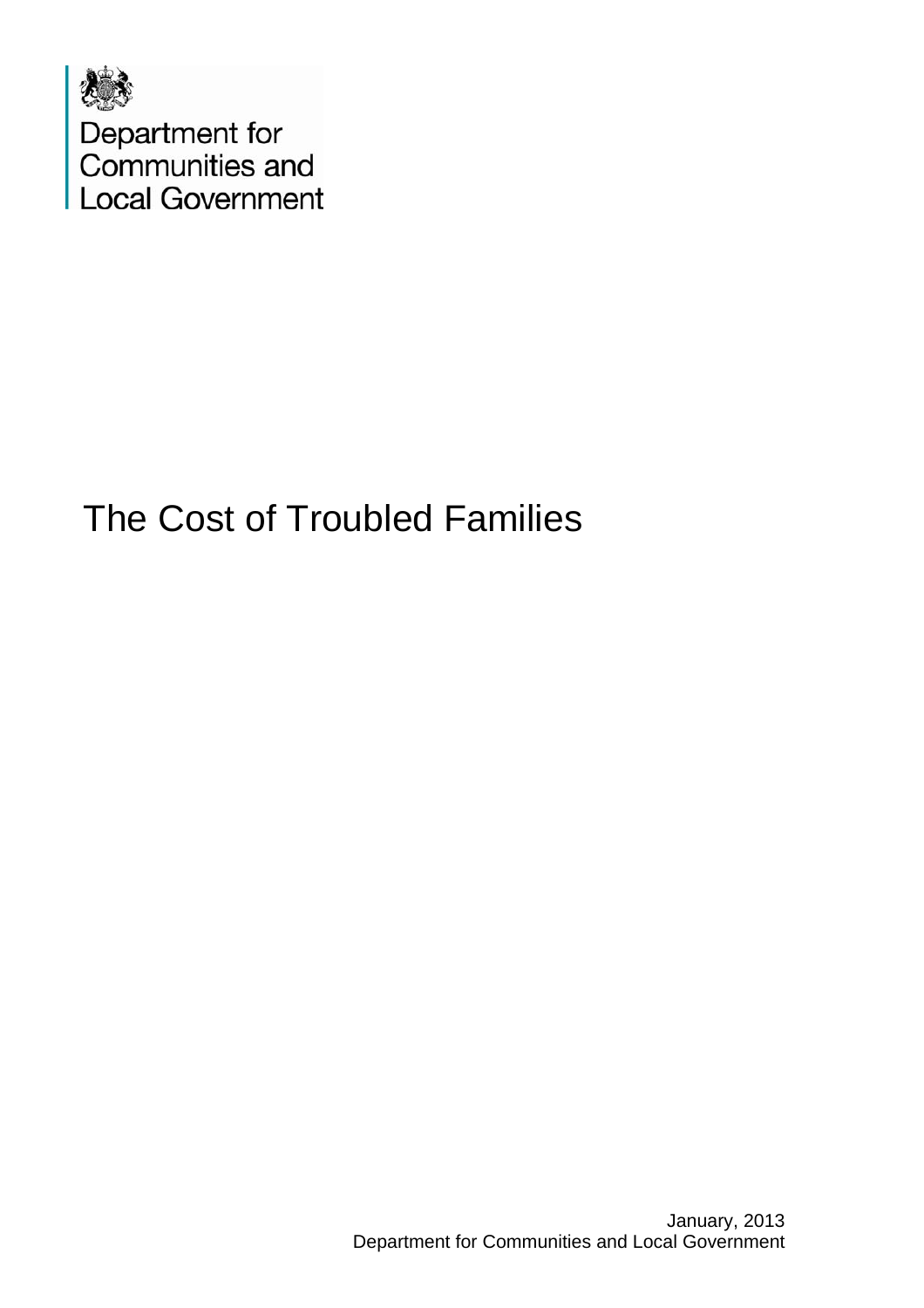Department for Communities and Local Government

# The Cost of Troubled Families

January, 2013
Department for Communities and Local Government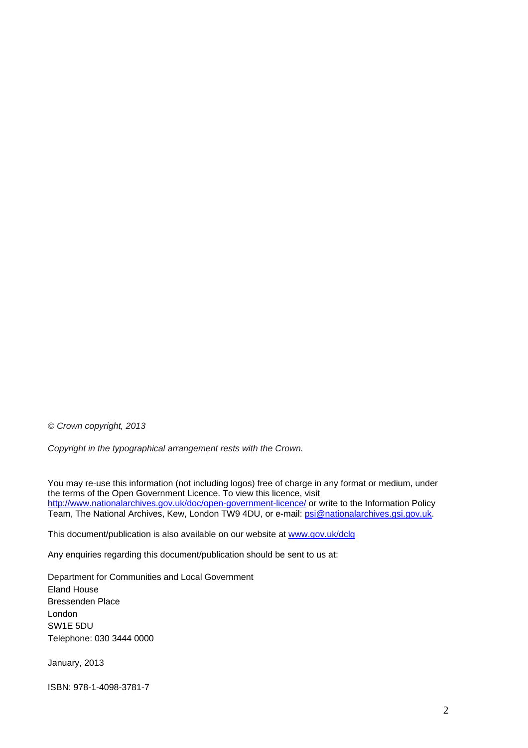*© Crown copyright, 2013*

*Copyright in the typographical arrangement rests with the Crown.*

You may re-use this information (not including logos) free of charge in any format or medium, under the terms of the Open Government Licence. To view this licence, visit http://www.nationalarchives.gov.uk/doc/open-government-licence/ or write to the Information Policy Team, The National Archives, Kew, London TW9 4DU, or e-mail: psi@nationalarchives.gsi.gov.uk.

This document/publication is also available on our website at www.gov.uk/dclg

Any enquiries regarding this document/publication should be sent to us at:

Department for Communities and Local Government
Eland House
Bressenden Place
London
SW1E 5DU
Telephone: 030 3444 0000

January, 2013

ISBN: 978-1-4098-3781-7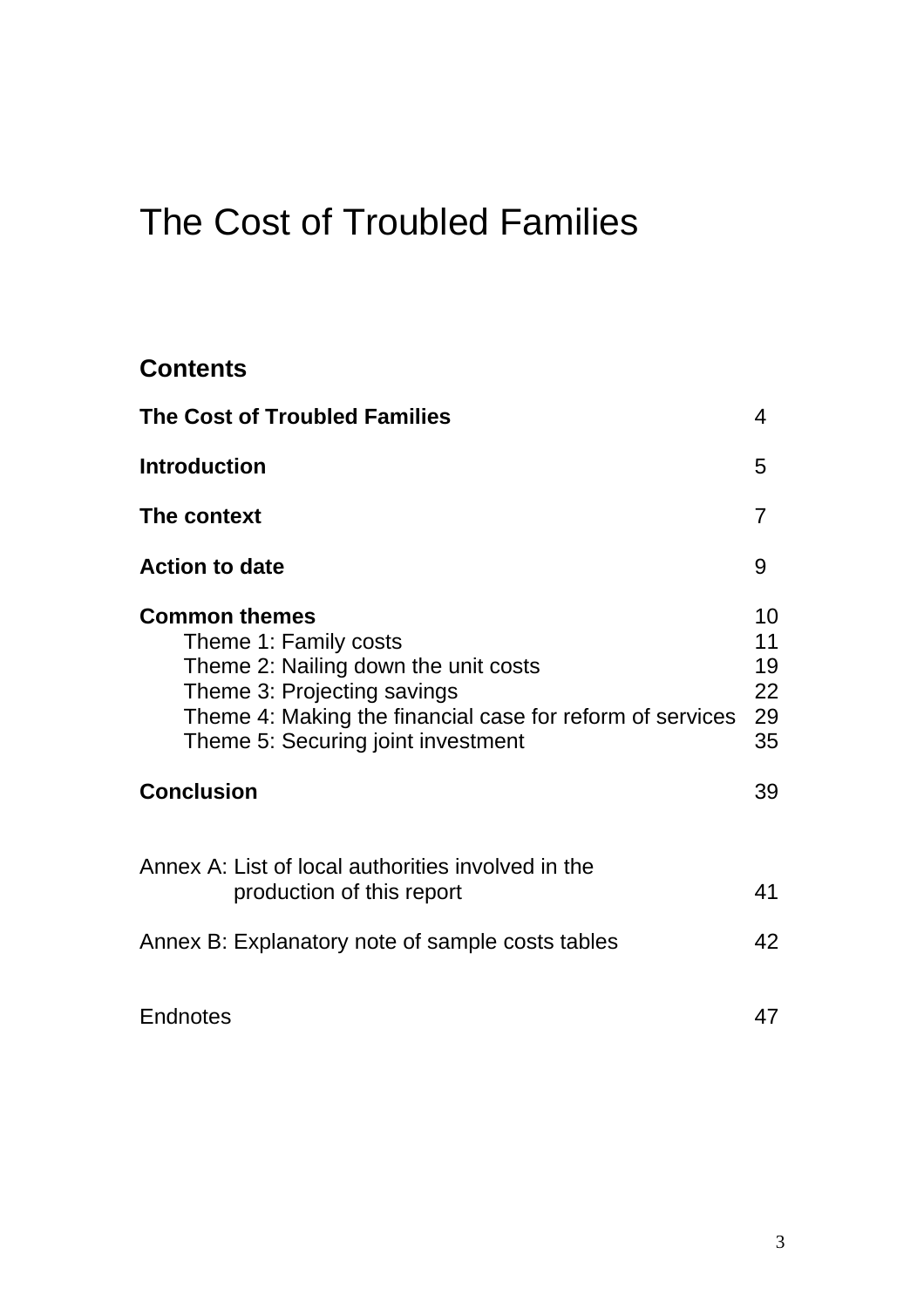# The Cost of Troubled Families

## Contents

| | |
|---|---|
| **The Cost of Troubled Families** | 4 |
| **Introduction** | 5 |
| **The context** | 7 |
| **Action to date** | 9 |
| **Common themes** | 10 |
| Theme 1: Family costs | 11 |
| Theme 2: Nailing down the unit costs | 19 |
| Theme 3: Projecting savings | 22 |
| Theme 4: Making the financial case for reform of services | 29 |
| Theme 5: Securing joint investment | 35 |
| **Conclusion** | 39 |
| Annex A: List of local authorities involved in the production of this report | 41 |
| Annex B: Explanatory note of sample costs tables | 42 |
| Endnotes | 47 |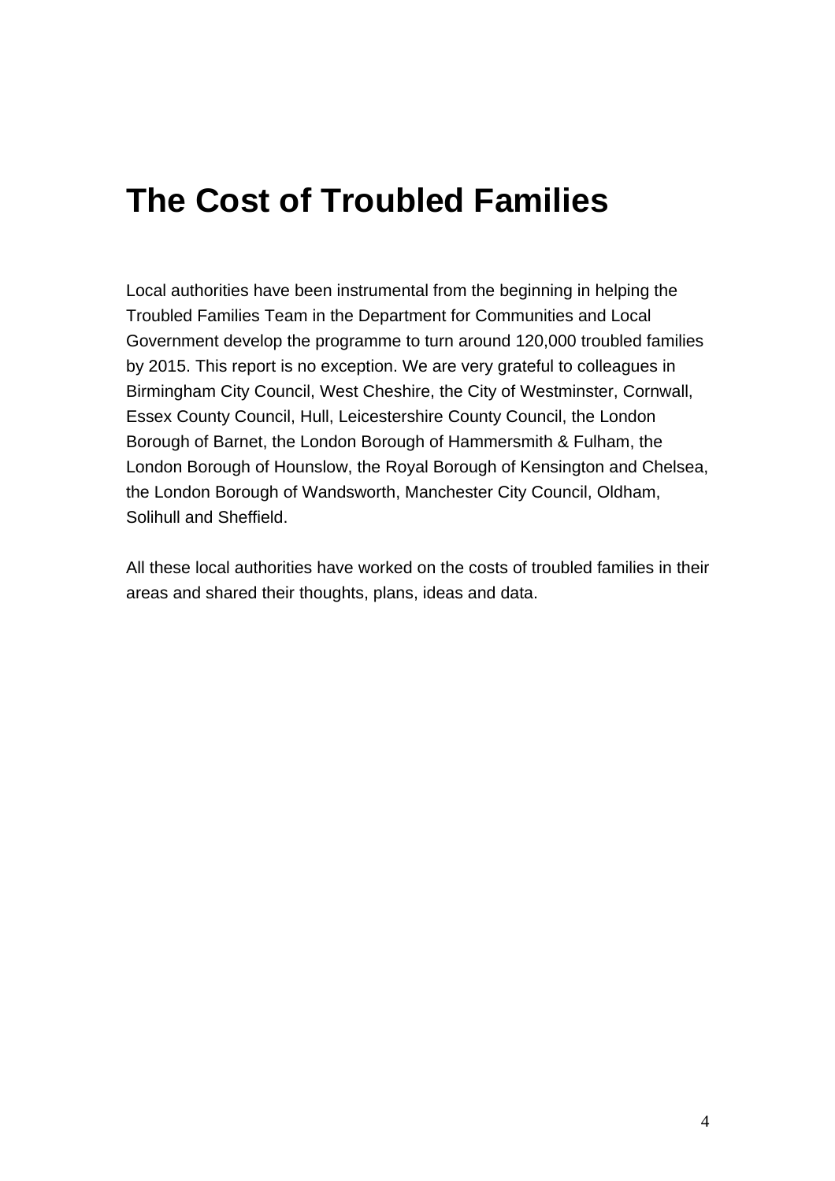# The Cost of Troubled Families

Local authorities have been instrumental from the beginning in helping the Troubled Families Team in the Department for Communities and Local Government develop the programme to turn around 120,000 troubled families by 2015. This report is no exception. We are very grateful to colleagues in Birmingham City Council, West Cheshire, the City of Westminster, Cornwall, Essex County Council, Hull, Leicestershire County Council, the London Borough of Barnet, the London Borough of Hammersmith & Fulham, the London Borough of Hounslow, the Royal Borough of Kensington and Chelsea, the London Borough of Wandsworth, Manchester City Council, Oldham, Solihull and Sheffield.

All these local authorities have worked on the costs of troubled families in their areas and shared their thoughts, plans, ideas and data.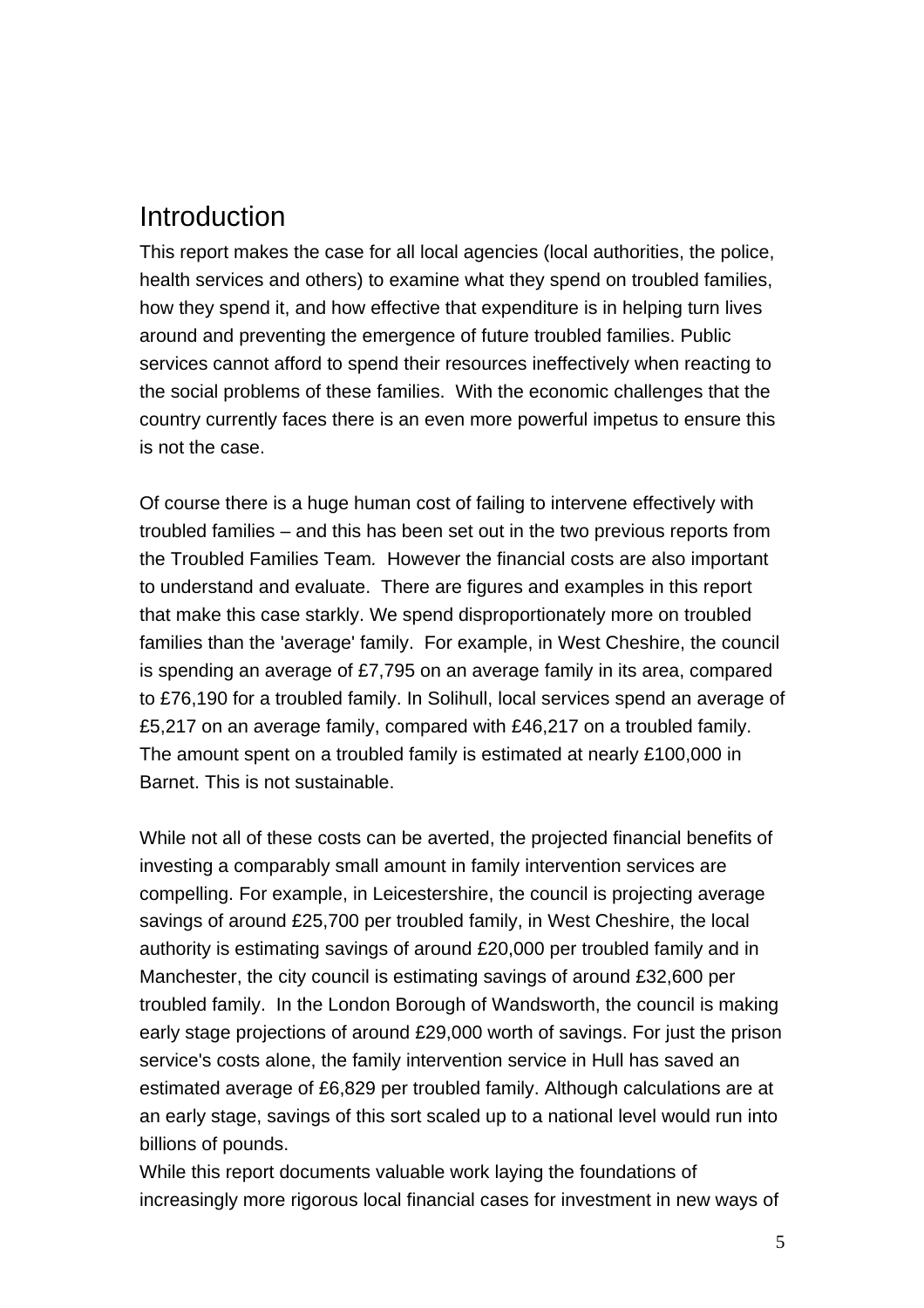# Introduction

This report makes the case for all local agencies (local authorities, the police, health services and others) to examine what they spend on troubled families, how they spend it, and how effective that expenditure is in helping turn lives around and preventing the emergence of future troubled families. Public services cannot afford to spend their resources ineffectively when reacting to the social problems of these families. With the economic challenges that the country currently faces there is an even more powerful impetus to ensure this is not the case.

Of course there is a huge human cost of failing to intervene effectively with troubled families – and this has been set out in the two previous reports from the Troubled Families Team. However the financial costs are also important to understand and evaluate. There are figures and examples in this report that make this case starkly. We spend disproportionately more on troubled families than the 'average' family. For example, in West Cheshire, the council is spending an average of £7,795 on an average family in its area, compared to £76,190 for a troubled family. In Solihull, local services spend an average of £5,217 on an average family, compared with £46,217 on a troubled family. The amount spent on a troubled family is estimated at nearly £100,000 in Barnet. This is not sustainable.

While not all of these costs can be averted, the projected financial benefits of investing a comparably small amount in family intervention services are compelling. For example, in Leicestershire, the council is projecting average savings of around £25,700 per troubled family, in West Cheshire, the local authority is estimating savings of around £20,000 per troubled family and in Manchester, the city council is estimating savings of around £32,600 per troubled family. In the London Borough of Wandsworth, the council is making early stage projections of around £29,000 worth of savings. For just the prison service's costs alone, the family intervention service in Hull has saved an estimated average of £6,829 per troubled family. Although calculations are at an early stage, savings of this sort scaled up to a national level would run into billions of pounds.

While this report documents valuable work laying the foundations of increasingly more rigorous local financial cases for investment in new ways of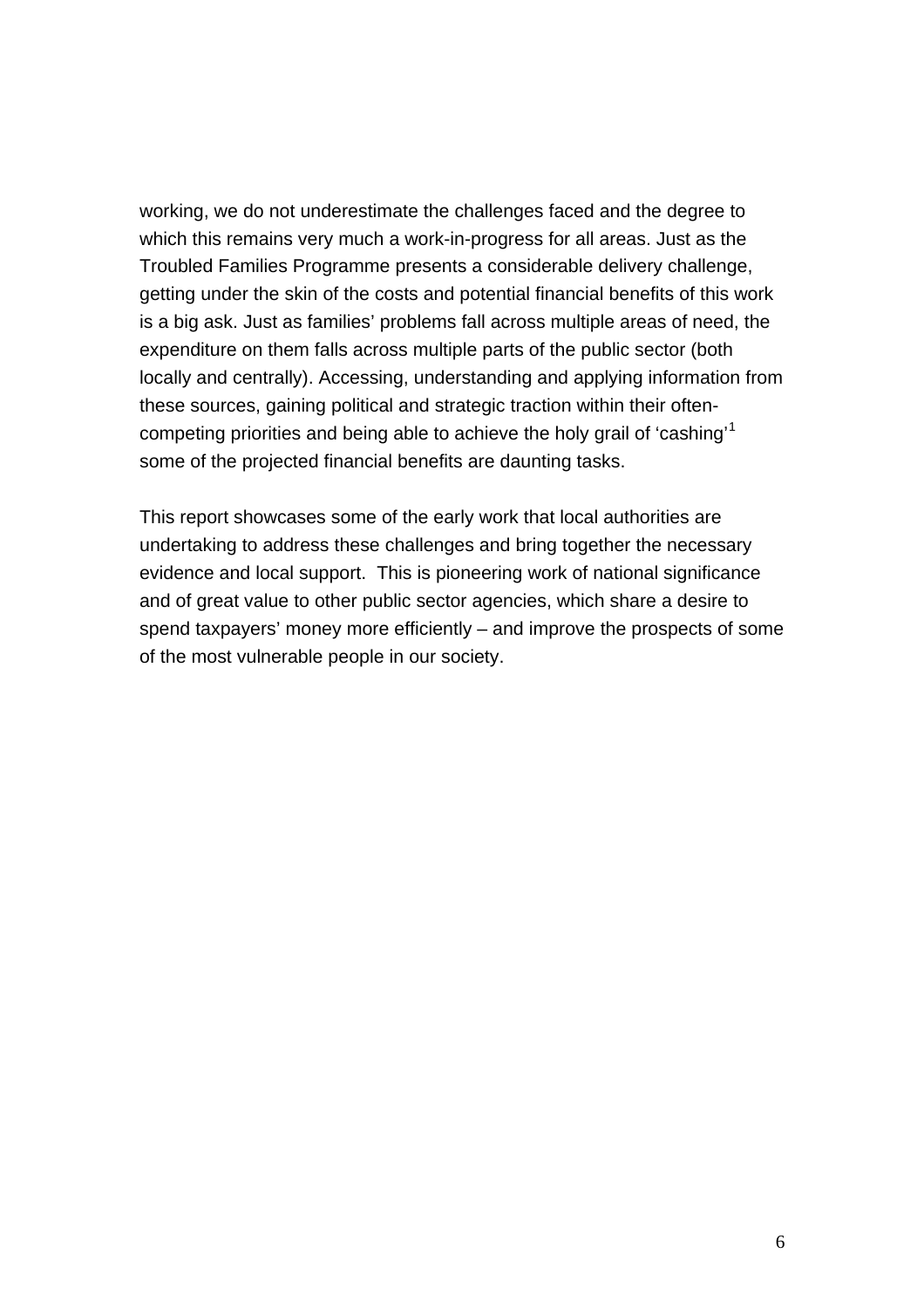working, we do not underestimate the challenges faced and the degree to which this remains very much a work-in-progress for all areas. Just as the Troubled Families Programme presents a considerable delivery challenge, getting under the skin of the costs and potential financial benefits of this work is a big ask. Just as families' problems fall across multiple areas of need, the expenditure on them falls across multiple parts of the public sector (both locally and centrally). Accessing, understanding and applying information from these sources, gaining political and strategic traction within their often-competing priorities and being able to achieve the holy grail of 'cashing'[1] some of the projected financial benefits are daunting tasks.

This report showcases some of the early work that local authorities are undertaking to address these challenges and bring together the necessary evidence and local support. This is pioneering work of national significance and of great value to other public sector agencies, which share a desire to spend taxpayers' money more efficiently – and improve the prospects of some of the most vulnerable people in our society.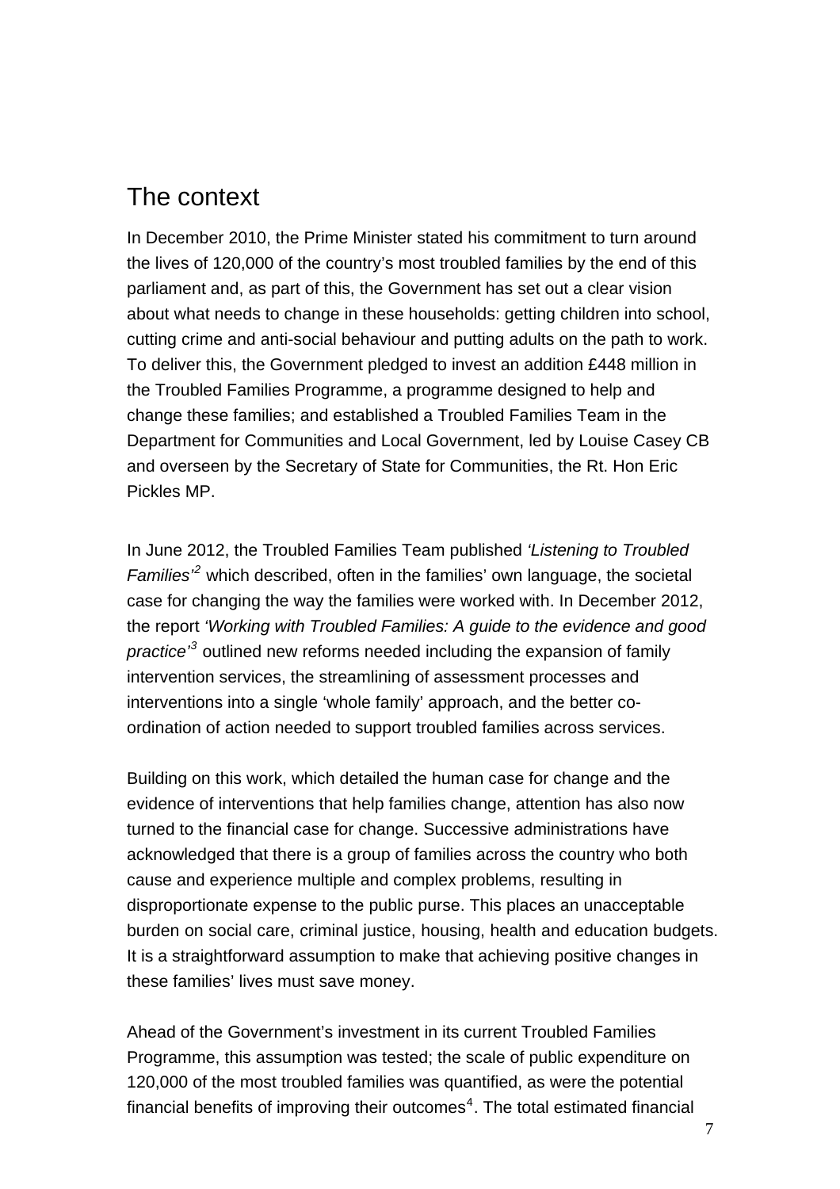## The context

In December 2010, the Prime Minister stated his commitment to turn around the lives of 120,000 of the country's most troubled families by the end of this parliament and, as part of this, the Government has set out a clear vision about what needs to change in these households: getting children into school, cutting crime and anti-social behaviour and putting adults on the path to work. To deliver this, the Government pledged to invest an addition £448 million in the Troubled Families Programme, a programme designed to help and change these families; and established a Troubled Families Team in the Department for Communities and Local Government, led by Louise Casey CB and overseen by the Secretary of State for Communities, the Rt. Hon Eric Pickles MP.

In June 2012, the Troubled Families Team published *'Listening to Troubled Families'*[2] which described, often in the families' own language, the societal case for changing the way the families were worked with. In December 2012, the report *'Working with Troubled Families: A guide to the evidence and good practice'*[3] outlined new reforms needed including the expansion of family intervention services, the streamlining of assessment processes and interventions into a single 'whole family' approach, and the better co-ordination of action needed to support troubled families across services.

Building on this work, which detailed the human case for change and the evidence of interventions that help families change, attention has also now turned to the financial case for change. Successive administrations have acknowledged that there is a group of families across the country who both cause and experience multiple and complex problems, resulting in disproportionate expense to the public purse. This places an unacceptable burden on social care, criminal justice, housing, health and education budgets. It is a straightforward assumption to make that achieving positive changes in these families' lives must save money.

Ahead of the Government's investment in its current Troubled Families Programme, this assumption was tested; the scale of public expenditure on 120,000 of the most troubled families was quantified, as were the potential financial benefits of improving their outcomes[4]. The total estimated financial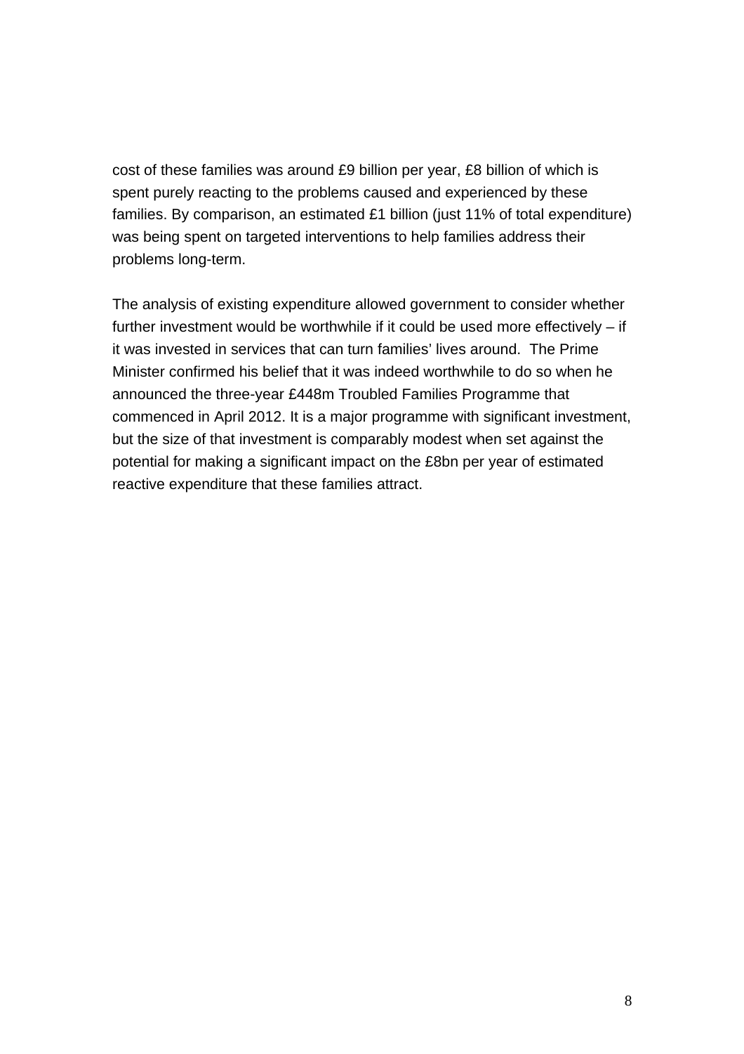cost of these families was around £9 billion per year, £8 billion of which is spent purely reacting to the problems caused and experienced by these families. By comparison, an estimated £1 billion (just 11% of total expenditure) was being spent on targeted interventions to help families address their problems long-term.

The analysis of existing expenditure allowed government to consider whether further investment would be worthwhile if it could be used more effectively – if it was invested in services that can turn families' lives around. The Prime Minister confirmed his belief that it was indeed worthwhile to do so when he announced the three-year £448m Troubled Families Programme that commenced in April 2012. It is a major programme with significant investment, but the size of that investment is comparably modest when set against the potential for making a significant impact on the £8bn per year of estimated reactive expenditure that these families attract.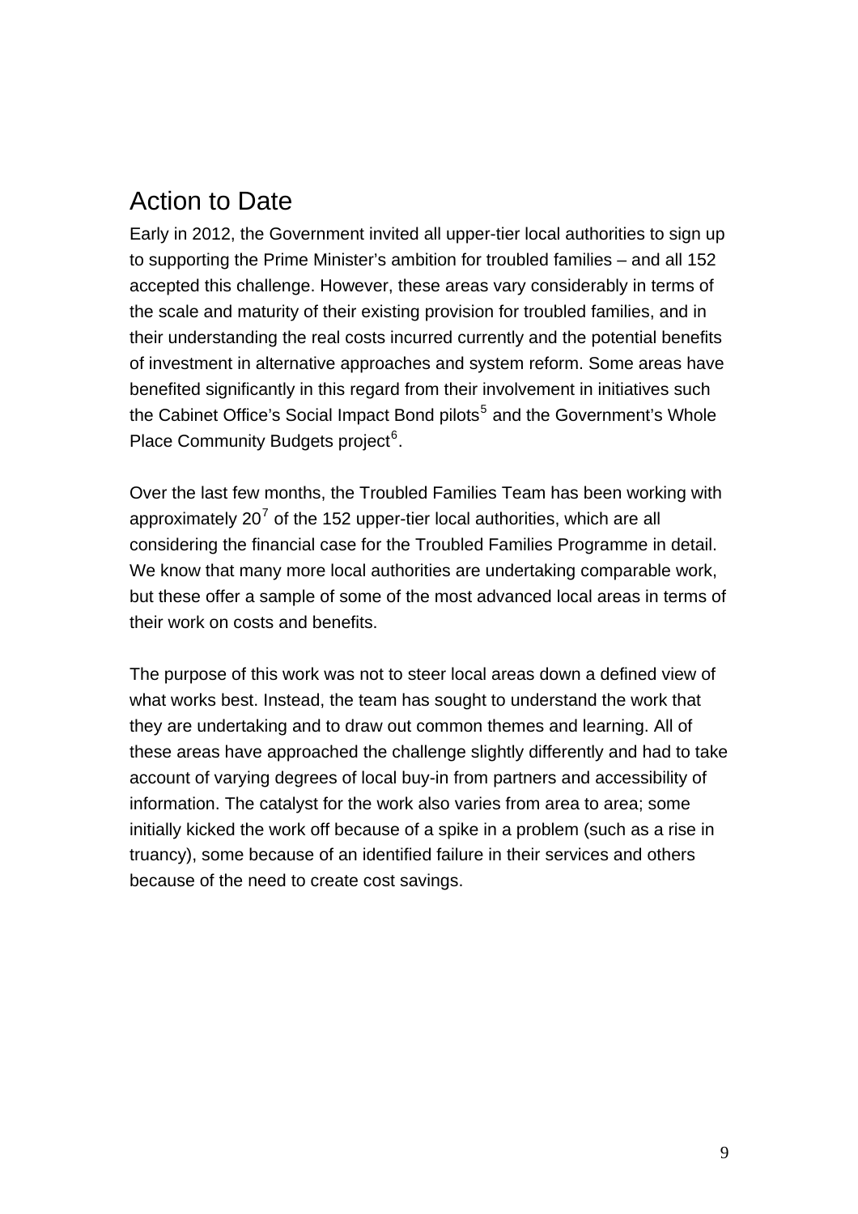## Action to Date

Early in 2012, the Government invited all upper-tier local authorities to sign up to supporting the Prime Minister's ambition for troubled families – and all 152 accepted this challenge. However, these areas vary considerably in terms of the scale and maturity of their existing provision for troubled families, and in their understanding the real costs incurred currently and the potential benefits of investment in alternative approaches and system reform. Some areas have benefited significantly in this regard from their involvement in initiatives such the Cabinet Office's Social Impact Bond pilots[5] and the Government's Whole Place Community Budgets project[6].

Over the last few months, the Troubled Families Team has been working with approximately 20[7] of the 152 upper-tier local authorities, which are all considering the financial case for the Troubled Families Programme in detail. We know that many more local authorities are undertaking comparable work, but these offer a sample of some of the most advanced local areas in terms of their work on costs and benefits.

The purpose of this work was not to steer local areas down a defined view of what works best. Instead, the team has sought to understand the work that they are undertaking and to draw out common themes and learning. All of these areas have approached the challenge slightly differently and had to take account of varying degrees of local buy-in from partners and accessibility of information. The catalyst for the work also varies from area to area; some initially kicked the work off because of a spike in a problem (such as a rise in truancy), some because of an identified failure in their services and others because of the need to create cost savings.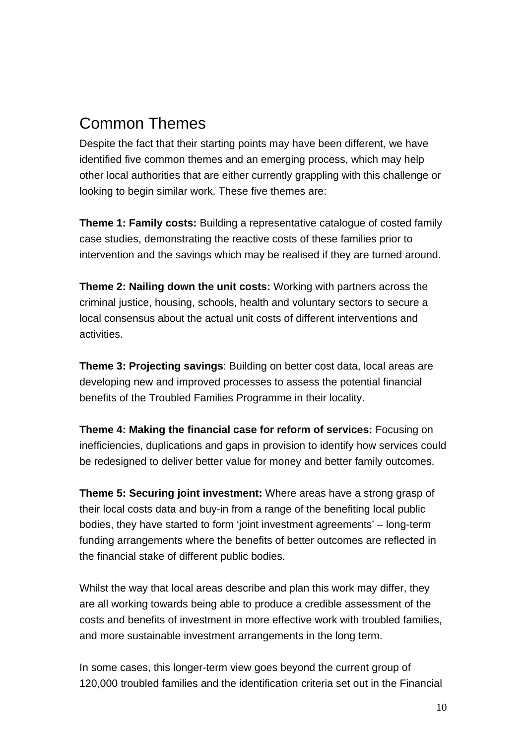## Common Themes

Despite the fact that their starting points may have been different, we have identified five common themes and an emerging process, which may help other local authorities that are either currently grappling with this challenge or looking to begin similar work. These five themes are:

**Theme 1: Family costs:** Building a representative catalogue of costed family case studies, demonstrating the reactive costs of these families prior to intervention and the savings which may be realised if they are turned around.

**Theme 2: Nailing down the unit costs:** Working with partners across the criminal justice, housing, schools, health and voluntary sectors to secure a local consensus about the actual unit costs of different interventions and activities.

**Theme 3: Projecting savings**: Building on better cost data, local areas are developing new and improved processes to assess the potential financial benefits of the Troubled Families Programme in their locality.

**Theme 4: Making the financial case for reform of services:** Focusing on inefficiencies, duplications and gaps in provision to identify how services could be redesigned to deliver better value for money and better family outcomes.

**Theme 5: Securing joint investment:** Where areas have a strong grasp of their local costs data and buy-in from a range of the benefiting local public bodies, they have started to form 'joint investment agreements' – long-term funding arrangements where the benefits of better outcomes are reflected in the financial stake of different public bodies.

Whilst the way that local areas describe and plan this work may differ, they are all working towards being able to produce a credible assessment of the costs and benefits of investment in more effective work with troubled families, and more sustainable investment arrangements in the long term.

In some cases, this longer-term view goes beyond the current group of 120,000 troubled families and the identification criteria set out in the Financial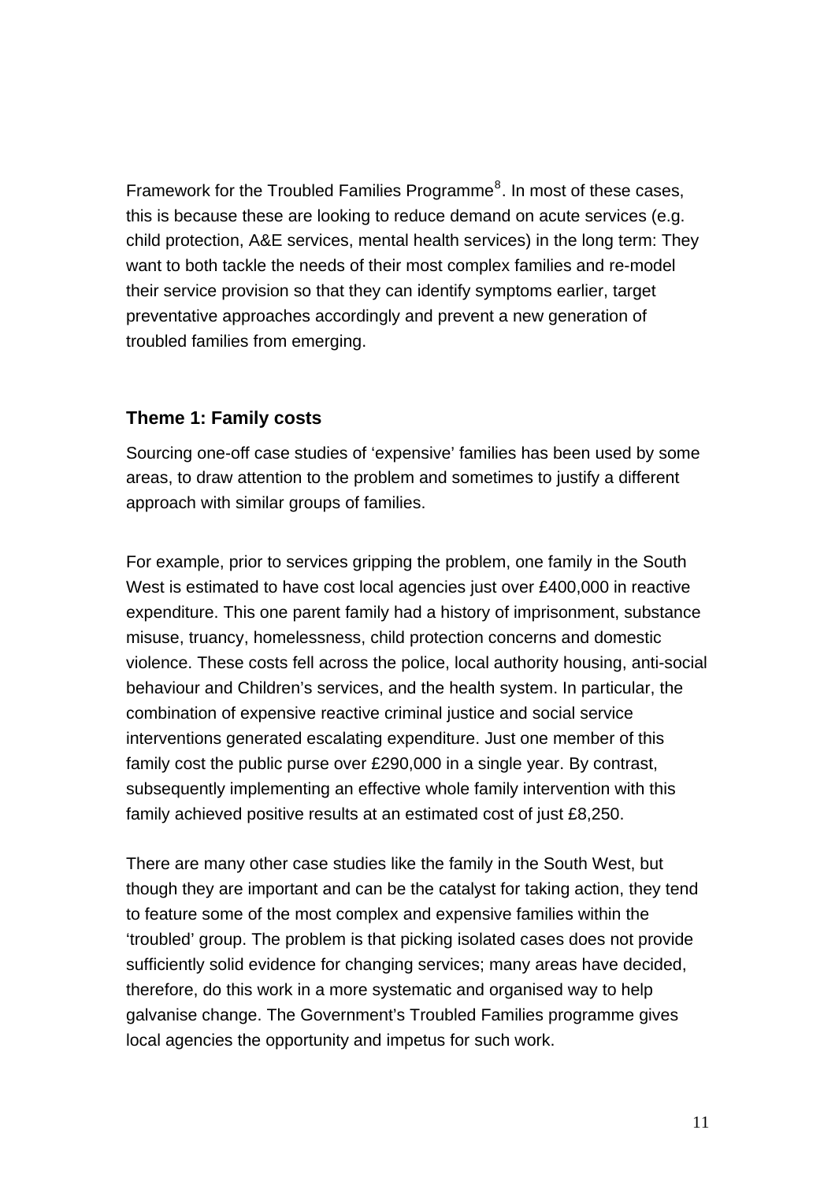Framework for the Troubled Families Programme[8]. In most of these cases, this is because these are looking to reduce demand on acute services (e.g. child protection, A&E services, mental health services) in the long term: They want to both tackle the needs of their most complex families and re-model their service provision so that they can identify symptoms earlier, target preventative approaches accordingly and prevent a new generation of troubled families from emerging.

### Theme 1: Family costs

Sourcing one-off case studies of 'expensive' families has been used by some areas, to draw attention to the problem and sometimes to justify a different approach with similar groups of families.

For example, prior to services gripping the problem, one family in the South West is estimated to have cost local agencies just over £400,000 in reactive expenditure. This one parent family had a history of imprisonment, substance misuse, truancy, homelessness, child protection concerns and domestic violence. These costs fell across the police, local authority housing, anti-social behaviour and Children's services, and the health system. In particular, the combination of expensive reactive criminal justice and social service interventions generated escalating expenditure. Just one member of this family cost the public purse over £290,000 in a single year. By contrast, subsequently implementing an effective whole family intervention with this family achieved positive results at an estimated cost of just £8,250.

There are many other case studies like the family in the South West, but though they are important and can be the catalyst for taking action, they tend to feature some of the most complex and expensive families within the 'troubled' group. The problem is that picking isolated cases does not provide sufficiently solid evidence for changing services; many areas have decided, therefore, do this work in a more systematic and organised way to help galvanise change. The Government's Troubled Families programme gives local agencies the opportunity and impetus for such work.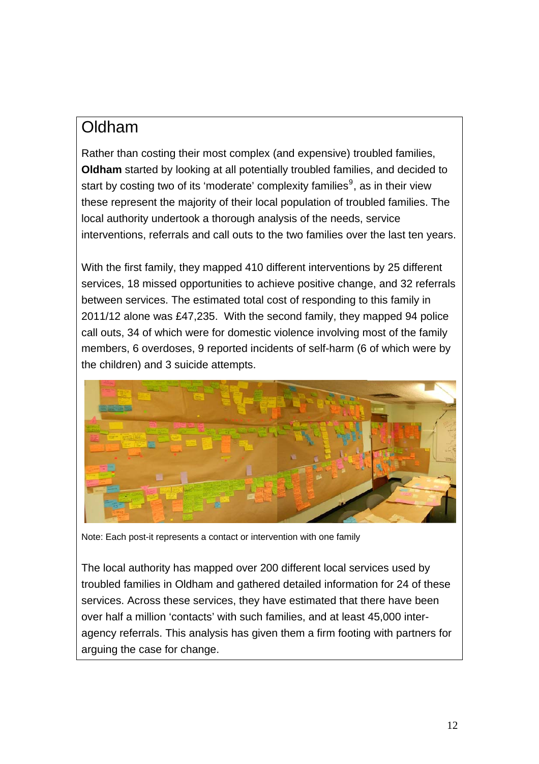## Oldham

Rather than costing their most complex (and expensive) troubled families, **Oldham** started by looking at all potentially troubled families, and decided to start by costing two of its 'moderate' complexity families[9], as in their view these represent the majority of their local population of troubled families. The local authority undertook a thorough analysis of the needs, service interventions, referrals and call outs to the two families over the last ten years.

With the first family, they mapped 410 different interventions by 25 different services, 18 missed opportunities to achieve positive change, and 32 referrals between services. The estimated total cost of responding to this family in 2011/12 alone was £47,235. With the second family, they mapped 94 police call outs, 34 of which were for domestic violence involving most of the family members, 6 overdoses, 9 reported incidents of self-harm (6 of which were by the children) and 3 suicide attempts.

Note: Each post-it represents a contact or intervention with one family

The local authority has mapped over 200 different local services used by troubled families in Oldham and gathered detailed information for 24 of these services. Across these services, they have estimated that there have been over half a million 'contacts' with such families, and at least 45,000 inter-agency referrals. This analysis has given them a firm footing with partners for arguing the case for change.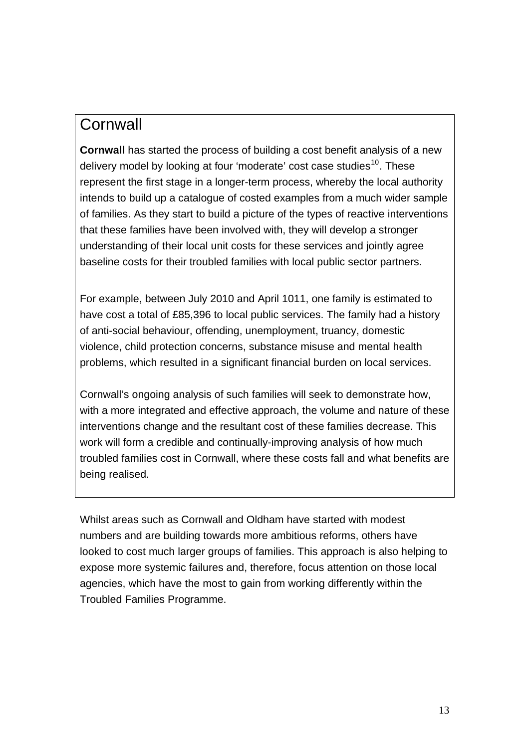## Cornwall

**Cornwall** has started the process of building a cost benefit analysis of a new delivery model by looking at four 'moderate' cost case studies[10]. These represent the first stage in a longer-term process, whereby the local authority intends to build up a catalogue of costed examples from a much wider sample of families. As they start to build a picture of the types of reactive interventions that these families have been involved with, they will develop a stronger understanding of their local unit costs for these services and jointly agree baseline costs for their troubled families with local public sector partners.

For example, between July 2010 and April 1011, one family is estimated to have cost a total of £85,396 to local public services. The family had a history of anti-social behaviour, offending, unemployment, truancy, domestic violence, child protection concerns, substance misuse and mental health problems, which resulted in a significant financial burden on local services.

Cornwall's ongoing analysis of such families will seek to demonstrate how, with a more integrated and effective approach, the volume and nature of these interventions change and the resultant cost of these families decrease. This work will form a credible and continually-improving analysis of how much troubled families cost in Cornwall, where these costs fall and what benefits are being realised.

Whilst areas such as Cornwall and Oldham have started with modest numbers and are building towards more ambitious reforms, others have looked to cost much larger groups of families. This approach is also helping to expose more systemic failures and, therefore, focus attention on those local agencies, which have the most to gain from working differently within the Troubled Families Programme.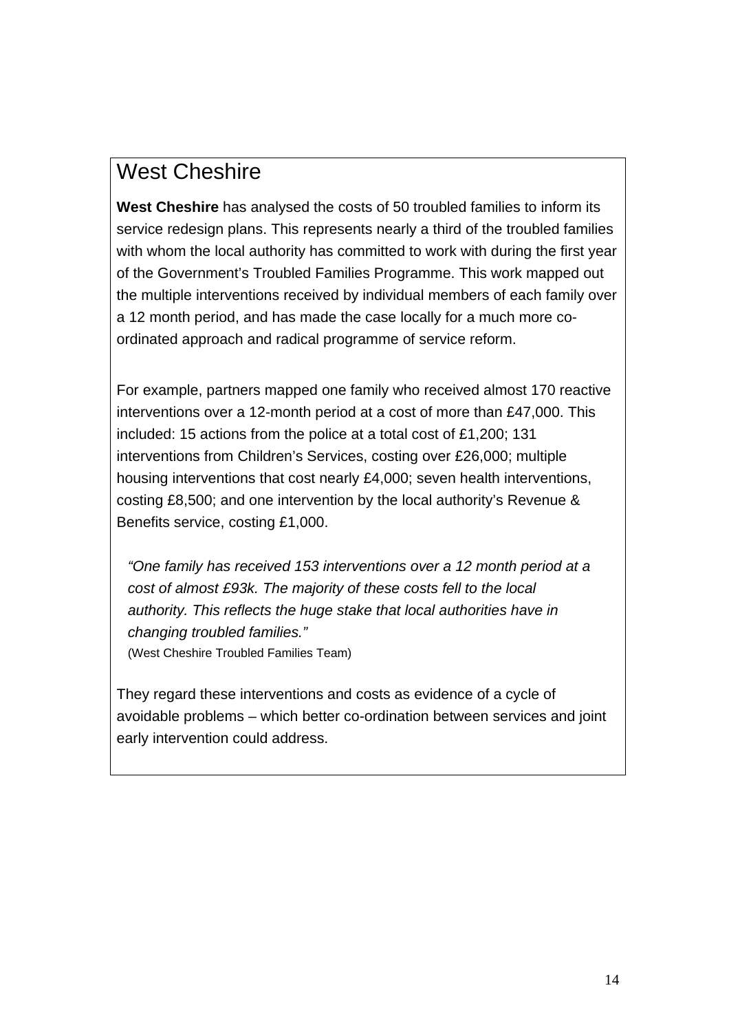## West Cheshire

**West Cheshire** has analysed the costs of 50 troubled families to inform its service redesign plans. This represents nearly a third of the troubled families with whom the local authority has committed to work with during the first year of the Government's Troubled Families Programme. This work mapped out the multiple interventions received by individual members of each family over a 12 month period, and has made the case locally for a much more co-ordinated approach and radical programme of service reform.

For example, partners mapped one family who received almost 170 reactive interventions over a 12-month period at a cost of more than £47,000. This included: 15 actions from the police at a total cost of £1,200; 131 interventions from Children's Services, costing over £26,000; multiple housing interventions that cost nearly £4,000; seven health interventions, costing £8,500; and one intervention by the local authority's Revenue & Benefits service, costing £1,000.

> *"One family has received 153 interventions over a 12 month period at a cost of almost £93k. The majority of these costs fell to the local authority. This reflects the huge stake that local authorities have in changing troubled families."*
> (West Cheshire Troubled Families Team)

They regard these interventions and costs as evidence of a cycle of avoidable problems – which better co-ordination between services and joint early intervention could address.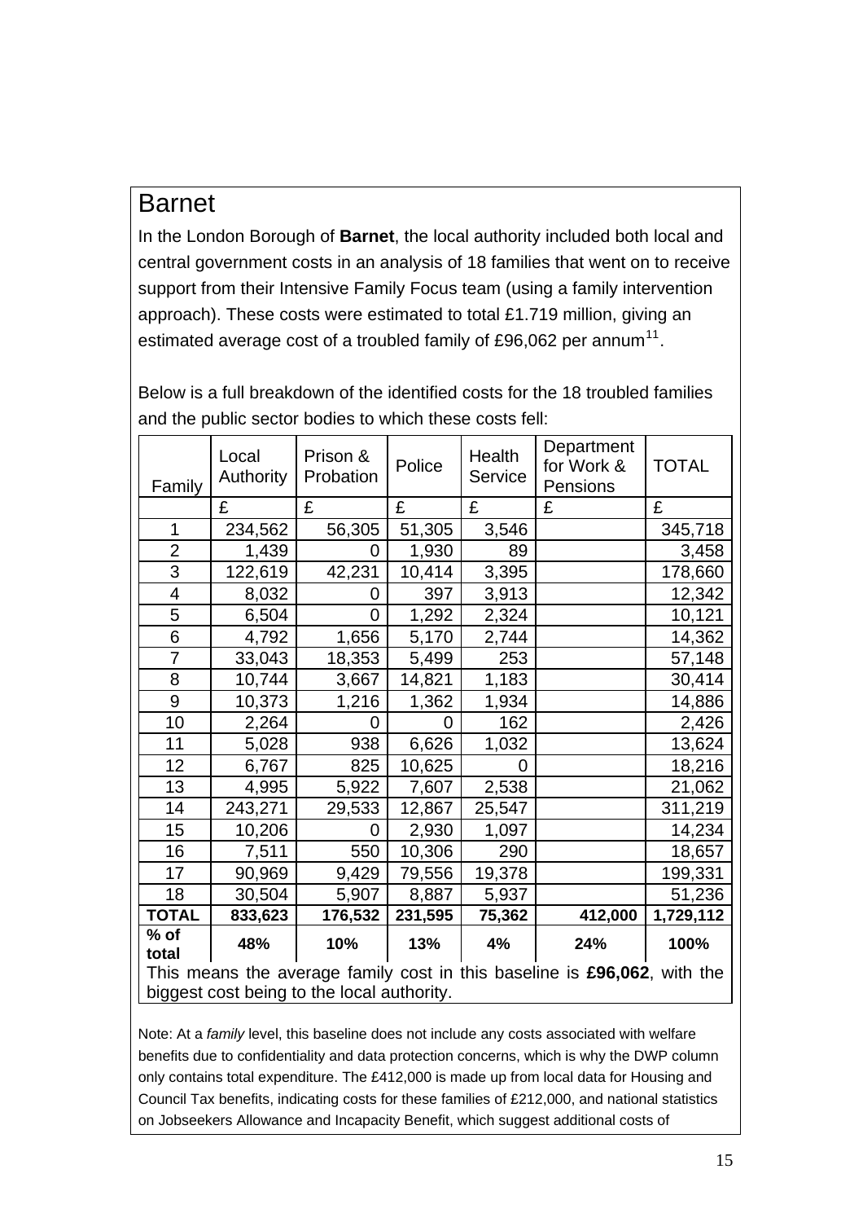## Barnet

In the London Borough of **Barnet**, the local authority included both local and central government costs in an analysis of 18 families that went on to receive support from their Intensive Family Focus team (using a family intervention approach). These costs were estimated to total £1.719 million, giving an estimated average cost of a troubled family of £96,062 per annum[11].

Below is a full breakdown of the identified costs for the 18 troubled families and the public sector bodies to which these costs fell:

| Family | Local Authority | Prison & Probation | Police | Health Service | Department for Work & Pensions | TOTAL |
|---|---|---|---|---|---|---|
| | £ | £ | £ | £ | £ | £ |
| 1 | 234,562 | 56,305 | 51,305 | 3,546 | | 345,718 |
| 2 | 1,439 | 0 | 1,930 | 89 | | 3,458 |
| 3 | 122,619 | 42,231 | 10,414 | 3,395 | | 178,660 |
| 4 | 8,032 | 0 | 397 | 3,913 | | 12,342 |
| 5 | 6,504 | 0 | 1,292 | 2,324 | | 10,121 |
| 6 | 4,792 | 1,656 | 5,170 | 2,744 | | 14,362 |
| 7 | 33,043 | 18,353 | 5,499 | 253 | | 57,148 |
| 8 | 10,744 | 3,667 | 14,821 | 1,183 | | 30,414 |
| 9 | 10,373 | 1,216 | 1,362 | 1,934 | | 14,886 |
| 10 | 2,264 | 0 | 0 | 162 | | 2,426 |
| 11 | 5,028 | 938 | 6,626 | 1,032 | | 13,624 |
| 12 | 6,767 | 825 | 10,625 | 0 | | 18,216 |
| 13 | 4,995 | 5,922 | 7,607 | 2,538 | | 21,062 |
| 14 | 243,271 | 29,533 | 12,867 | 25,547 | | 311,219 |
| 15 | 10,206 | 0 | 2,930 | 1,097 | | 14,234 |
| 16 | 7,511 | 550 | 10,306 | 290 | | 18,657 |
| 17 | 90,969 | 9,429 | 79,556 | 19,378 | | 199,331 |
| 18 | 30,504 | 5,907 | 8,887 | 5,937 | | 51,236 |
| **TOTAL** | **833,623** | **176,532** | **231,595** | **75,362** | **412,000** | **1,729,112** |
| **% of total** | **48%** | **10%** | **13%** | **4%** | **24%** | **100%** |

This means the average family cost in this baseline is **£96,062**, with the biggest cost being to the local authority.

Note: At a *family* level, this baseline does not include any costs associated with welfare benefits due to confidentiality and data protection concerns, which is why the DWP column only contains total expenditure. The £412,000 is made up from local data for Housing and Council Tax benefits, indicating costs for these families of £212,000, and national statistics on Jobseekers Allowance and Incapacity Benefit, which suggest additional costs of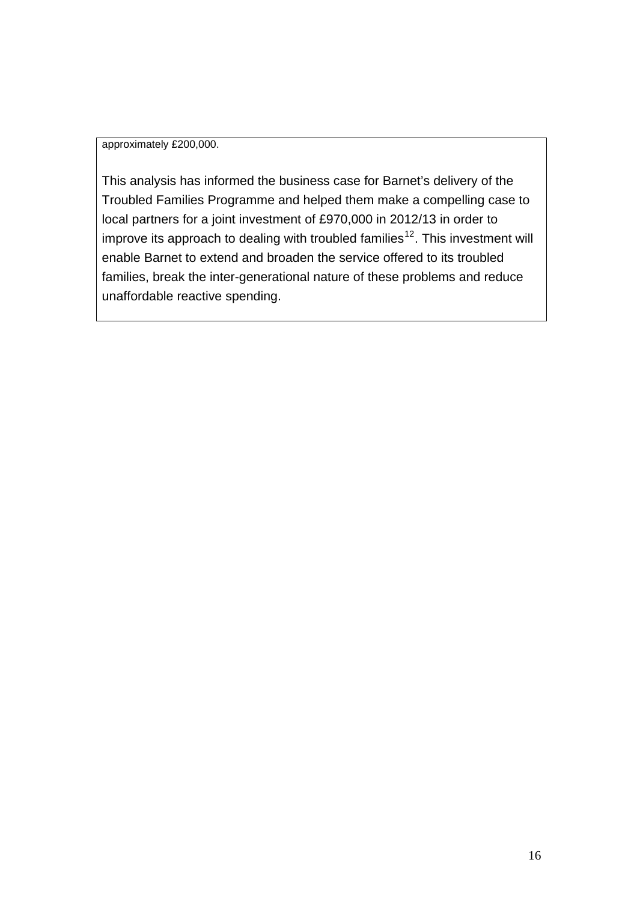approximately £200,000.

This analysis has informed the business case for Barnet's delivery of the Troubled Families Programme and helped them make a compelling case to local partners for a joint investment of £970,000 in 2012/13 in order to improve its approach to dealing with troubled families[12]. This investment will enable Barnet to extend and broaden the service offered to its troubled families, break the inter-generational nature of these problems and reduce unaffordable reactive spending.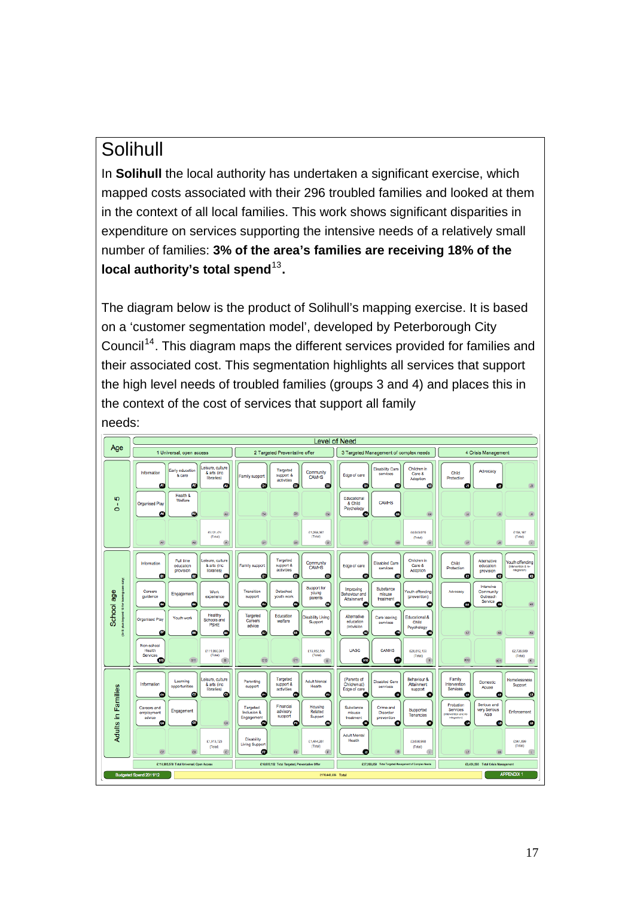# Solihull

In **Solihull** the local authority has undertaken a significant exercise, which mapped costs associated with their 296 troubled families and looked at them in the context of all local families. This work shows significant disparities in expenditure on services supporting the intensive needs of a relatively small number of families: **3% of the area's families are receiving 18% of the local authority's total spend**[13]**.**

The diagram below is the product of Solihull's mapping exercise. It is based on a 'customer segmentation model', developed by Peterborough City Council[14]. This diagram maps the different services provided for families and their associated cost. This segmentation highlights all services that support the high level needs of troubled families (groups 3 and 4) and places this in the context of the cost of services that support all family needs:

| Age | Level of Need: 1 Universal, open access | 2 Targeted Preventative offer | 3 Targeted Management of complex needs | 4 Crisis Management |
|---|---|---|---|---|
| 0 - 5 | Information (A1); Early education & care (A2); Leisure, culture & arts (inc libraries) (A3); Organised Play (A4); Health & Welfare (A5); £5,121,270 (Total) | Family support (D1); Targeted support & activities (D2); Community CAMHS (D3); £1,268,981 (Total) | Edge of care (G1); Disability Care services (G2); Children in Care & Adoption (G3); Educational & Child Psychology (G4); CAMHS (G5); £4,029,070 (Total) | Child Protection (J1); Advocacy (J2); £150,187 (Total) |
| School age (5-18 and beyond 18 for leaving care duty) | Information (B1); Full time education provision (B2); Leisure, culture & arts (inc libraries) (B3); Careers guidance (B4); Engagement (B5); Work experience (B6); Organised Play (B7); Youth work (B8); Healthy Schools and PSHE (B9); Non-school Health Services (B10); £111,960,381 (Total) | Family support (E1); Targeted support & activities (E2); Community CAMHS (E3); Transition support (E4); Detached youth work (E5); Support for young parents (E6); Targeted Careers advice (E7); Education welfare (E8); Disability Living Support (E9); £13,852,904 (Total) | Edge of care (H1); Disabled Care services (H2); Children in Care & Adoption (H3); Improving Behaviour and Attainment (H4); Substance misuse treatment (H5); Youth offending (prevention) (H6); Alternative education provision (H7); Care leaving services (H8); Educational & Child Psychology (H9); UASC (H10); CAMHS (H11); £28,812,103 (Total) | Child Protection (K1); Alternative education provision (K2); Youth offending (intervention & re-integration) (K3); Advocacy (K4); Intensive Community Outreach Service (K5); £2,726,989 (Total) |
| Adults in Families | Information (C1); Learning opportunities (C2); Leisure, culture & arts (inc libraries) (C3); Careers and employment advice (C4); Engagement (C5); £1,313,720 (Total) | Parenting support (F1); Targeted support & activities (F2); Adult Mental Health (F3); Targeted Inclusion & Engagement (F4); Financial advisory support (F5); Housing Related Support (F6); Disability Living Support (F7); £1,444,281 (Total) | (Parents of Children at) Edge of care (I1); Disabled Care services (I2); Behaviour & Attainment support (I3); Substance misuse treatment (I4); Crime and Disorder prevention (I5); Supported Tenancies (I6); Adult Mental Health (I7); £3,696,966 (Total) | Family Intervention Services (L1); Domestic Abuse (L2); Homelessness Support (L3); Probation Services (intervention and re-integration) (L4); Serious and very Serious ASB (L5); Enforcement (L6); £541,899 (Total) |
| Budgeted Spend 2011/12 | £118,395,578 Total Universal Open Access | £16,615,152 Total Targeted Preventative Offer | £37,393,659 Total Targeted Management of Complex Needs | £3,405,355 Total Crisis Management |

£176,449,335 Total

APPENDIX 1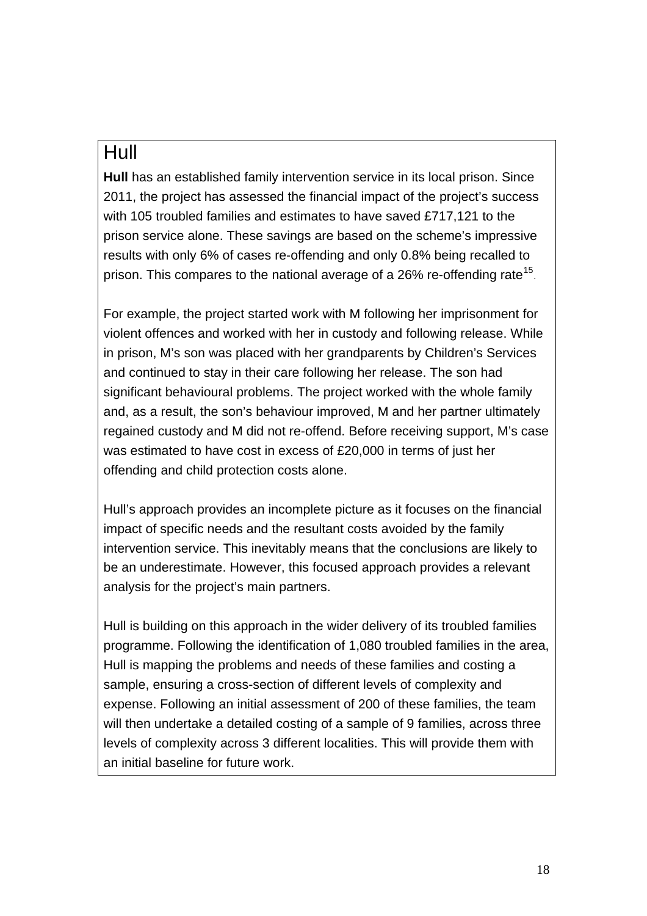## Hull

**Hull** has an established family intervention service in its local prison. Since 2011, the project has assessed the financial impact of the project's success with 105 troubled families and estimates to have saved £717,121 to the prison service alone. These savings are based on the scheme's impressive results with only 6% of cases re-offending and only 0.8% being recalled to prison. This compares to the national average of a 26% re-offending rate[15].

For example, the project started work with M following her imprisonment for violent offences and worked with her in custody and following release. While in prison, M's son was placed with her grandparents by Children's Services and continued to stay in their care following her release. The son had significant behavioural problems. The project worked with the whole family and, as a result, the son's behaviour improved, M and her partner ultimately regained custody and M did not re-offend. Before receiving support, M's case was estimated to have cost in excess of £20,000 in terms of just her offending and child protection costs alone.

Hull's approach provides an incomplete picture as it focuses on the financial impact of specific needs and the resultant costs avoided by the family intervention service. This inevitably means that the conclusions are likely to be an underestimate. However, this focused approach provides a relevant analysis for the project's main partners.

Hull is building on this approach in the wider delivery of its troubled families programme. Following the identification of 1,080 troubled families in the area, Hull is mapping the problems and needs of these families and costing a sample, ensuring a cross-section of different levels of complexity and expense. Following an initial assessment of 200 of these families, the team will then undertake a detailed costing of a sample of 9 families, across three levels of complexity across 3 different localities. This will provide them with an initial baseline for future work.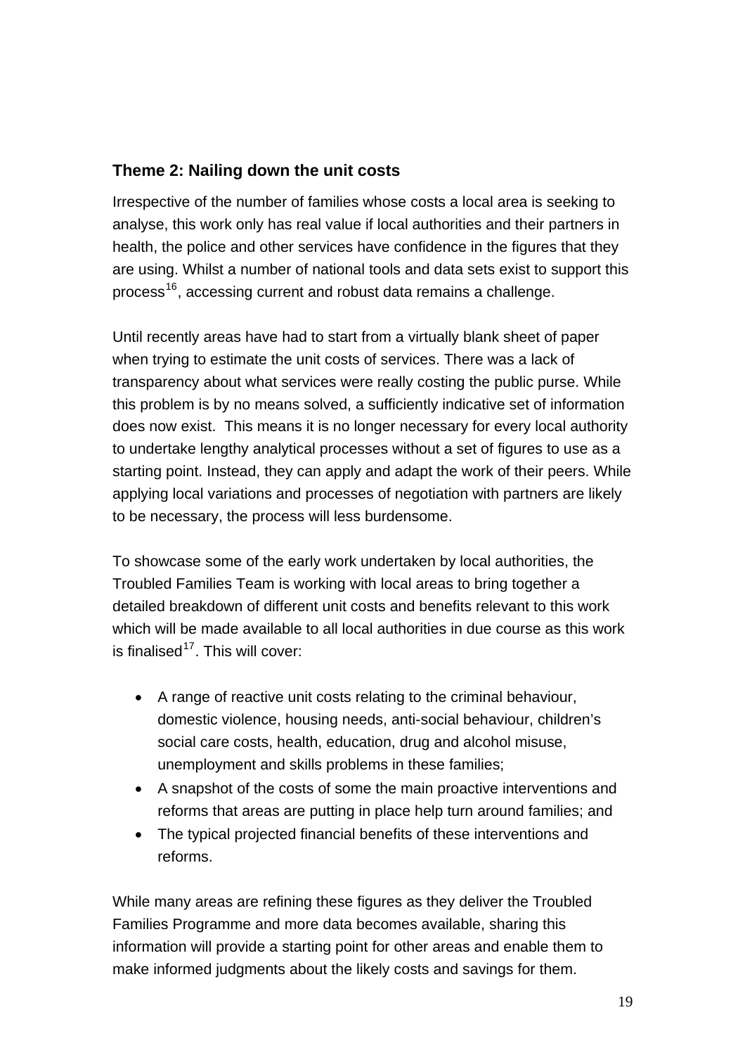### Theme 2: Nailing down the unit costs

Irrespective of the number of families whose costs a local area is seeking to analyse, this work only has real value if local authorities and their partners in health, the police and other services have confidence in the figures that they are using. Whilst a number of national tools and data sets exist to support this process[16], accessing current and robust data remains a challenge.

Until recently areas have had to start from a virtually blank sheet of paper when trying to estimate the unit costs of services. There was a lack of transparency about what services were really costing the public purse. While this problem is by no means solved, a sufficiently indicative set of information does now exist. This means it is no longer necessary for every local authority to undertake lengthy analytical processes without a set of figures to use as a starting point. Instead, they can apply and adapt the work of their peers. While applying local variations and processes of negotiation with partners are likely to be necessary, the process will less burdensome.

To showcase some of the early work undertaken by local authorities, the Troubled Families Team is working with local areas to bring together a detailed breakdown of different unit costs and benefits relevant to this work which will be made available to all local authorities in due course as this work is finalised[17]. This will cover:

- A range of reactive unit costs relating to the criminal behaviour, domestic violence, housing needs, anti-social behaviour, children's social care costs, health, education, drug and alcohol misuse, unemployment and skills problems in these families;
- A snapshot of the costs of some the main proactive interventions and reforms that areas are putting in place help turn around families; and
- The typical projected financial benefits of these interventions and reforms.

While many areas are refining these figures as they deliver the Troubled Families Programme and more data becomes available, sharing this information will provide a starting point for other areas and enable them to make informed judgments about the likely costs and savings for them.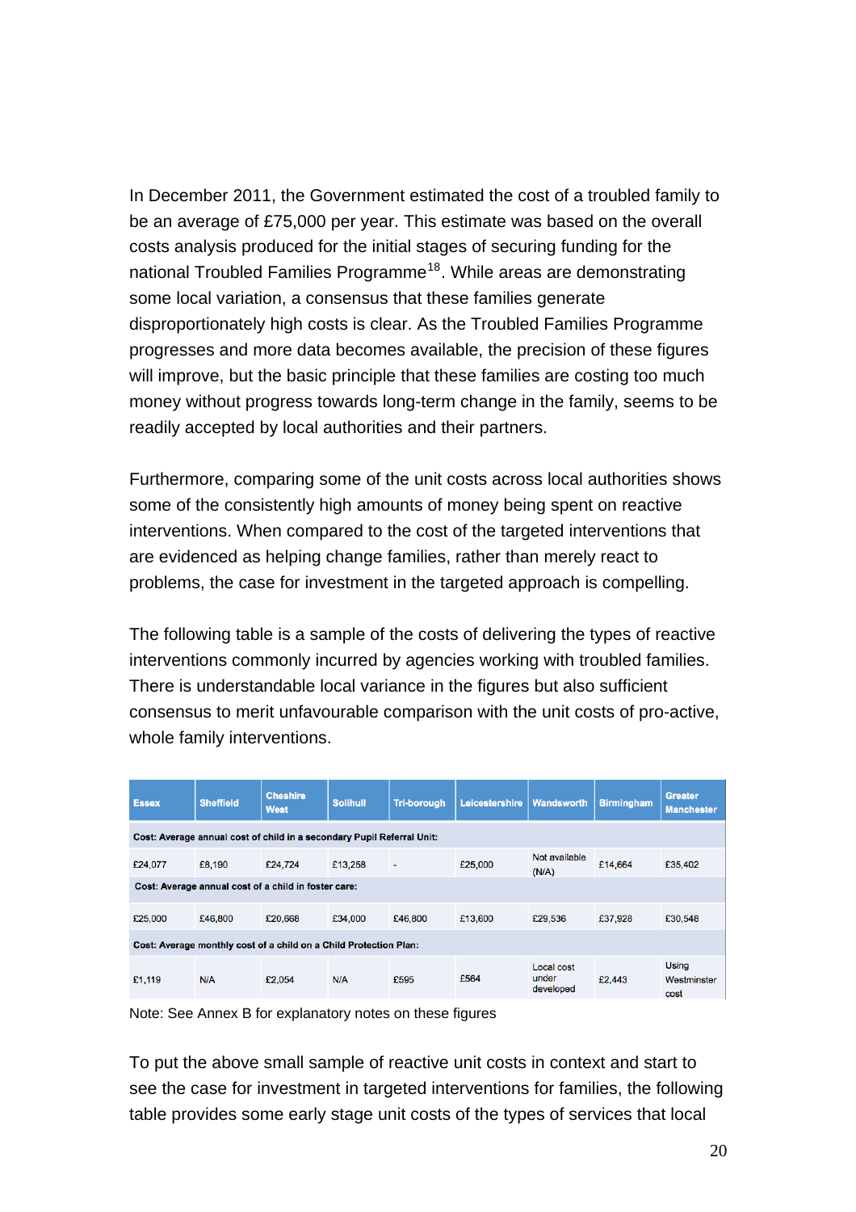In December 2011, the Government estimated the cost of a troubled family to be an average of £75,000 per year. This estimate was based on the overall costs analysis produced for the initial stages of securing funding for the national Troubled Families Programme[18]. While areas are demonstrating some local variation, a consensus that these families generate disproportionately high costs is clear. As the Troubled Families Programme progresses and more data becomes available, the precision of these figures will improve, but the basic principle that these families are costing too much money without progress towards long-term change in the family, seems to be readily accepted by local authorities and their partners.

Furthermore, comparing some of the unit costs across local authorities shows some of the consistently high amounts of money being spent on reactive interventions. When compared to the cost of the targeted interventions that are evidenced as helping change families, rather than merely react to problems, the case for investment in the targeted approach is compelling.

The following table is a sample of the costs of delivering the types of reactive interventions commonly incurred by agencies working with troubled families. There is understandable local variance in the figures but also sufficient consensus to merit unfavourable comparison with the unit costs of pro-active, whole family interventions.

| Essex | Sheffield | Cheshire West | Solihull | Tri-borough | Leicestershire | Wandsworth | Birmingham | Greater Manchester |
|---|---|---|---|---|---|---|---|---|
| **Cost: Average annual cost of child in a secondary Pupil Referral Unit:** | | | | | | | | |
| £24,077 | £8,190 | £24,724 | £13,258 | - | £25,000 | Not available (N/A) | £14,664 | £35,402 |
| **Cost: Average annual cost of a child in foster care:** | | | | | | | | |
| £25,000 | £46,800 | £20,668 | £34,000 | £46,800 | £13,600 | £29,536 | £37,928 | £30,548 |
| **Cost: Average monthly cost of a child on a Child Protection Plan:** | | | | | | | | |
| £1,119 | N/A | £2,054 | N/A | £595 | £564 | Local cost under developed | £2,443 | Using Westminster cost |

Note: See Annex B for explanatory notes on these figures

To put the above small sample of reactive unit costs in context and start to see the case for investment in targeted interventions for families, the following table provides some early stage unit costs of the types of services that local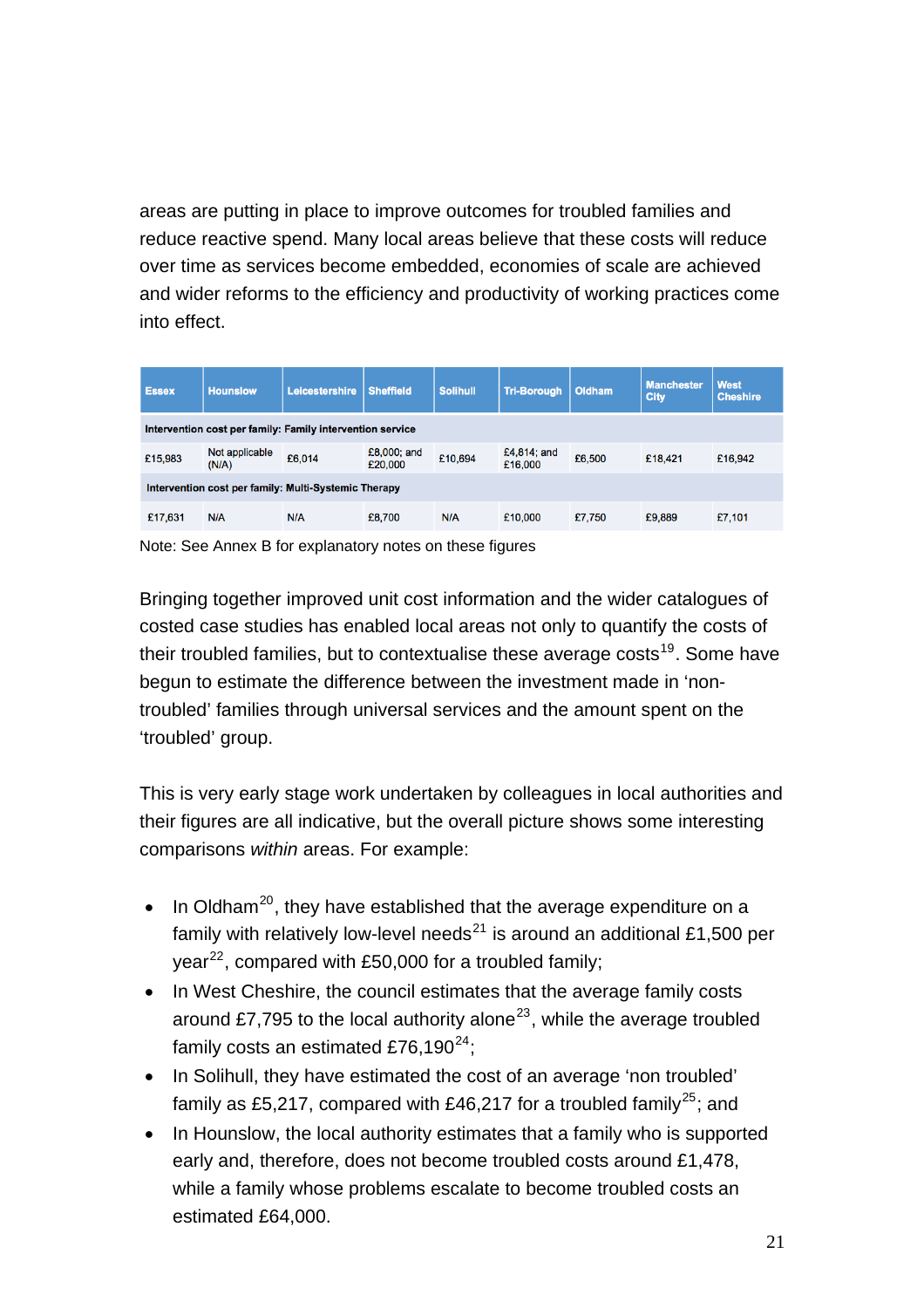areas are putting in place to improve outcomes for troubled families and reduce reactive spend. Many local areas believe that these costs will reduce over time as services become embedded, economies of scale are achieved and wider reforms to the efficiency and productivity of working practices come into effect.

| Essex | Hounslow | Leicestershire | Sheffield | Solihull | Tri-Borough | Oldham | Manchester City | West Cheshire |
|---|---|---|---|---|---|---|---|---|
| **Intervention cost per family: Family intervention service** | | | | | | | | |
| £15,983 | Not applicable (N/A) | £6,014 | £8,000; and £20,000 | £10,694 | £4,814; and £16,000 | £6,500 | £18,421 | £16,942 |
| **Intervention cost per family: Multi-Systemic Therapy** | | | | | | | | |
| £17,631 | N/A | N/A | £8,700 | N/A | £10,000 | £7,750 | £9,889 | £7,101 |

Note: See Annex B for explanatory notes on these figures

Bringing together improved unit cost information and the wider catalogues of costed case studies has enabled local areas not only to quantify the costs of their troubled families, but to contextualise these average costs[19]. Some have begun to estimate the difference between the investment made in 'non-troubled' families through universal services and the amount spent on the 'troubled' group.

This is very early stage work undertaken by colleagues in local authorities and their figures are all indicative, but the overall picture shows some interesting comparisons *within* areas. For example:

- In Oldham[20], they have established that the average expenditure on a family with relatively low-level needs[21] is around an additional £1,500 per year[22], compared with £50,000 for a troubled family;
- In West Cheshire, the council estimates that the average family costs around £7,795 to the local authority alone[23], while the average troubled family costs an estimated £76,190[24];
- In Solihull, they have estimated the cost of an average 'non troubled' family as £5,217, compared with £46,217 for a troubled family[25]; and
- In Hounslow, the local authority estimates that a family who is supported early and, therefore, does not become troubled costs around £1,478, while a family whose problems escalate to become troubled costs an estimated £64,000.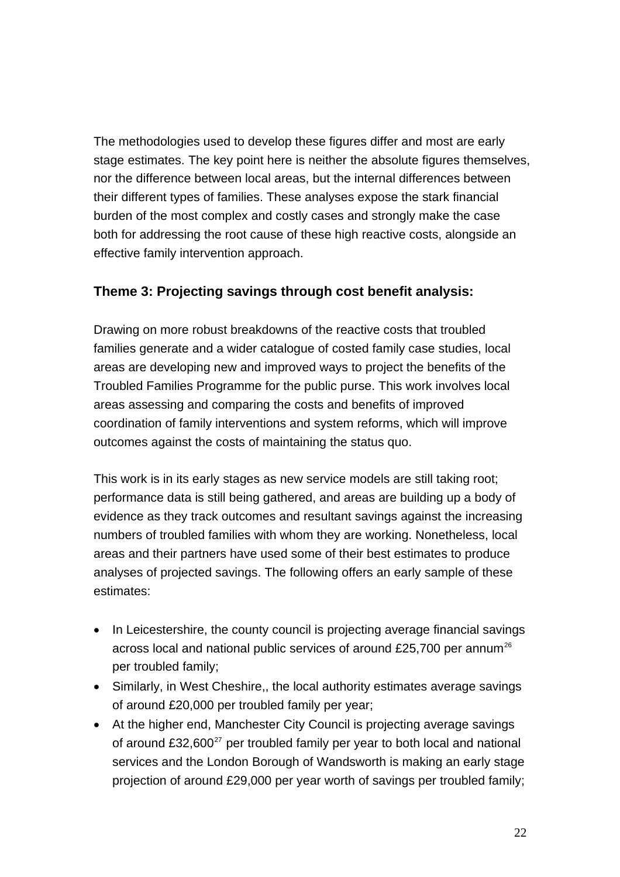The methodologies used to develop these figures differ and most are early stage estimates. The key point here is neither the absolute figures themselves, nor the difference between local areas, but the internal differences between their different types of families. These analyses expose the stark financial burden of the most complex and costly cases and strongly make the case both for addressing the root cause of these high reactive costs, alongside an effective family intervention approach.

### Theme 3: Projecting savings through cost benefit analysis:

Drawing on more robust breakdowns of the reactive costs that troubled families generate and a wider catalogue of costed family case studies, local areas are developing new and improved ways to project the benefits of the Troubled Families Programme for the public purse. This work involves local areas assessing and comparing the costs and benefits of improved coordination of family interventions and system reforms, which will improve outcomes against the costs of maintaining the status quo.

This work is in its early stages as new service models are still taking root; performance data is still being gathered, and areas are building up a body of evidence as they track outcomes and resultant savings against the increasing numbers of troubled families with whom they are working. Nonetheless, local areas and their partners have used some of their best estimates to produce analyses of projected savings. The following offers an early sample of these estimates:

- In Leicestershire, the county council is projecting average financial savings across local and national public services of around £25,700 per annum[26] per troubled family;
- Similarly, in West Cheshire,, the local authority estimates average savings of around £20,000 per troubled family per year;
- At the higher end, Manchester City Council is projecting average savings of around £32,600[27] per troubled family per year to both local and national services and the London Borough of Wandsworth is making an early stage projection of around £29,000 per year worth of savings per troubled family;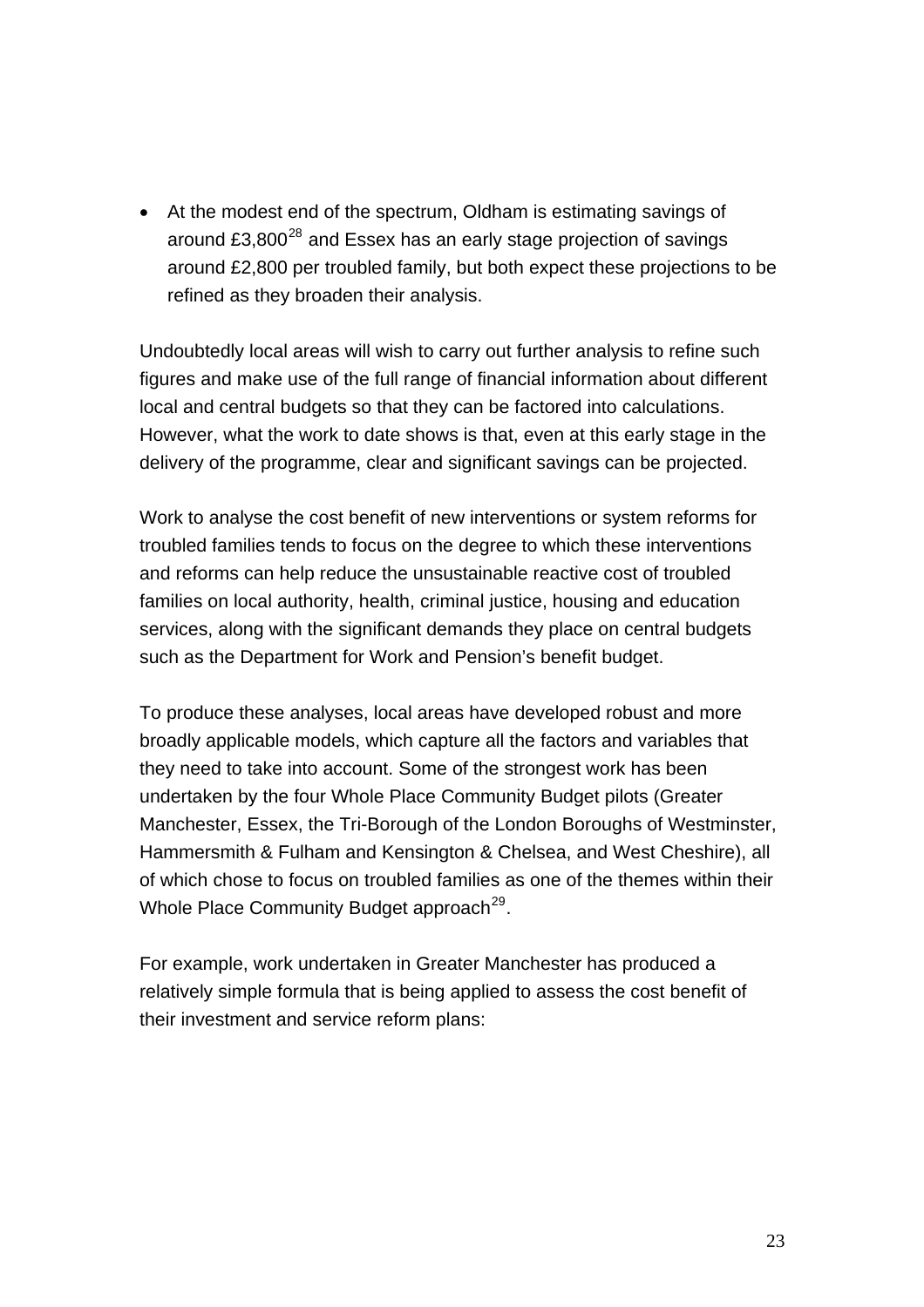- At the modest end of the spectrum, Oldham is estimating savings of around £3,800[28] and Essex has an early stage projection of savings around £2,800 per troubled family, but both expect these projections to be refined as they broaden their analysis.

Undoubtedly local areas will wish to carry out further analysis to refine such figures and make use of the full range of financial information about different local and central budgets so that they can be factored into calculations. However, what the work to date shows is that, even at this early stage in the delivery of the programme, clear and significant savings can be projected.

Work to analyse the cost benefit of new interventions or system reforms for troubled families tends to focus on the degree to which these interventions and reforms can help reduce the unsustainable reactive cost of troubled families on local authority, health, criminal justice, housing and education services, along with the significant demands they place on central budgets such as the Department for Work and Pension's benefit budget.

To produce these analyses, local areas have developed robust and more broadly applicable models, which capture all the factors and variables that they need to take into account. Some of the strongest work has been undertaken by the four Whole Place Community Budget pilots (Greater Manchester, Essex, the Tri-Borough of the London Boroughs of Westminster, Hammersmith & Fulham and Kensington & Chelsea, and West Cheshire), all of which chose to focus on troubled families as one of the themes within their Whole Place Community Budget approach[29].

For example, work undertaken in Greater Manchester has produced a relatively simple formula that is being applied to assess the cost benefit of their investment and service reform plans: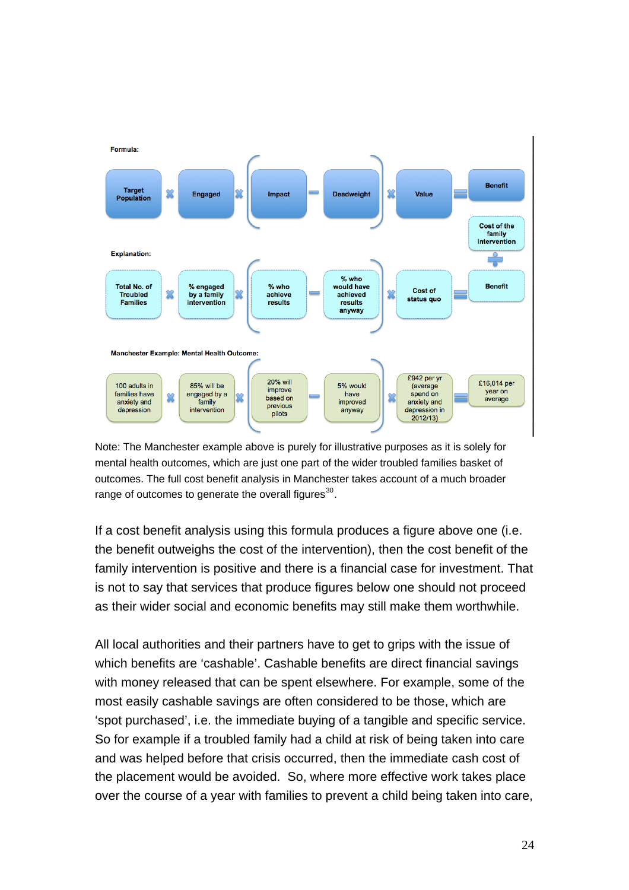**Formula:**

| Target Population | × | Engaged | × | ( Impact | − | Deadweight ) | × | Value | = | Benefit / Cost of the family intervention |
|---|---|---|---|---|---|---|---|---|---|---|

**Explanation:**

| Total No. of Troubled Families | × | % engaged by a family intervention | × | ( % who achieve results | − | % who would have achieved results anyway ) | × | Cost of status quo | = | Benefit |
|---|---|---|---|---|---|---|---|---|---|---|

**Manchester Example: Mental Health Outcome:**

| 100 adults in families have anxiety and depression | × | 85% will be engaged by a family intervention | × | ( 20% will improve based on previous pilots | − | 5% would have improved anyway ) | × | £942 per yr (average spend on anxiety and depression in 2012/13) | = | £16,014 per year on average |
|---|---|---|---|---|---|---|---|---|---|---|

Note: The Manchester example above is purely for illustrative purposes as it is solely for mental health outcomes, which are just one part of the wider troubled families basket of outcomes. The full cost benefit analysis in Manchester takes account of a much broader range of outcomes to generate the overall figures[30].

If a cost benefit analysis using this formula produces a figure above one (i.e. the benefit outweighs the cost of the intervention), then the cost benefit of the family intervention is positive and there is a financial case for investment. That is not to say that services that produce figures below one should not proceed as their wider social and economic benefits may still make them worthwhile.

All local authorities and their partners have to get to grips with the issue of which benefits are 'cashable'. Cashable benefits are direct financial savings with money released that can be spent elsewhere. For example, some of the most easily cashable savings are often considered to be those, which are 'spot purchased', i.e. the immediate buying of a tangible and specific service. So for example if a troubled family had a child at risk of being taken into care and was helped before that crisis occurred, then the immediate cash cost of the placement would be avoided. So, where more effective work takes place over the course of a year with families to prevent a child being taken into care,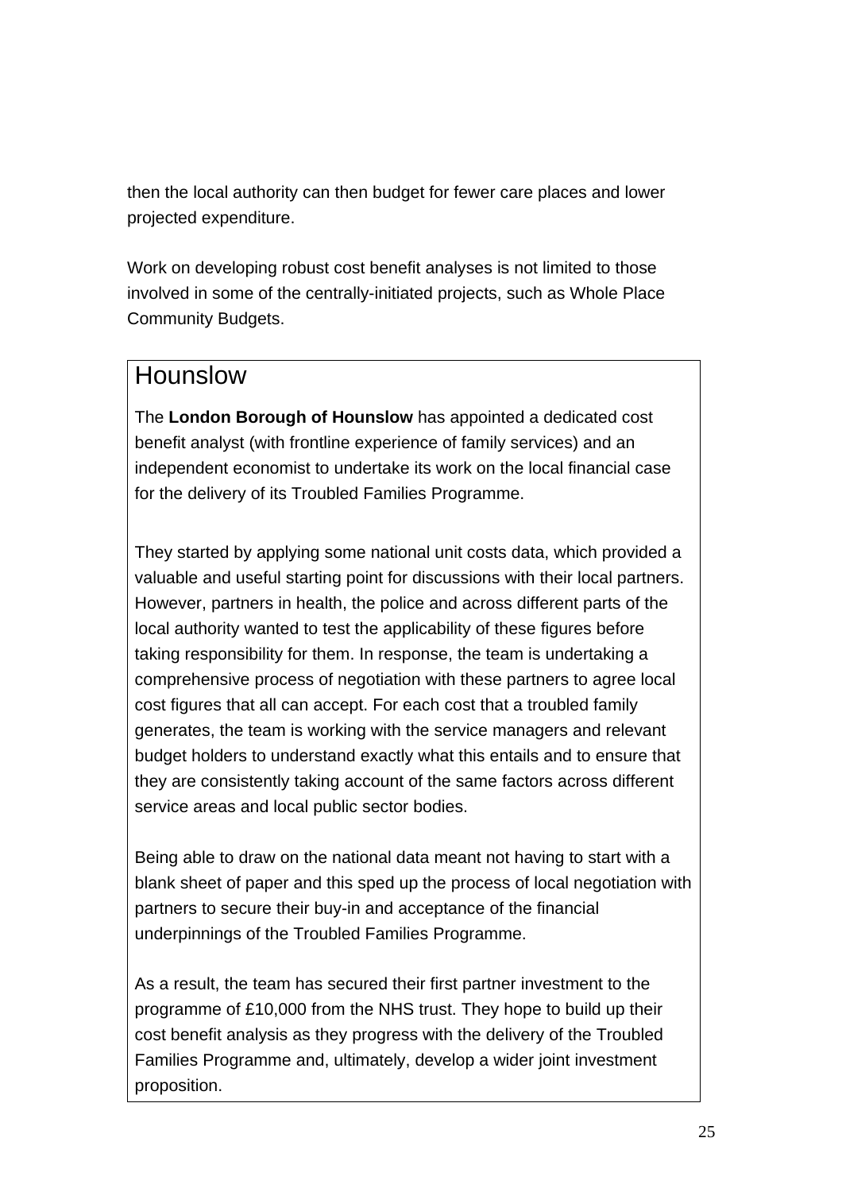then the local authority can then budget for fewer care places and lower projected expenditure.

Work on developing robust cost benefit analyses is not limited to those involved in some of the centrally-initiated projects, such as Whole Place Community Budgets.

## Hounslow

The **London Borough of Hounslow** has appointed a dedicated cost benefit analyst (with frontline experience of family services) and an independent economist to undertake its work on the local financial case for the delivery of its Troubled Families Programme.

They started by applying some national unit costs data, which provided a valuable and useful starting point for discussions with their local partners. However, partners in health, the police and across different parts of the local authority wanted to test the applicability of these figures before taking responsibility for them. In response, the team is undertaking a comprehensive process of negotiation with these partners to agree local cost figures that all can accept. For each cost that a troubled family generates, the team is working with the service managers and relevant budget holders to understand exactly what this entails and to ensure that they are consistently taking account of the same factors across different service areas and local public sector bodies.

Being able to draw on the national data meant not having to start with a blank sheet of paper and this sped up the process of local negotiation with partners to secure their buy-in and acceptance of the financial underpinnings of the Troubled Families Programme.

As a result, the team has secured their first partner investment to the programme of £10,000 from the NHS trust. They hope to build up their cost benefit analysis as they progress with the delivery of the Troubled Families Programme and, ultimately, develop a wider joint investment proposition.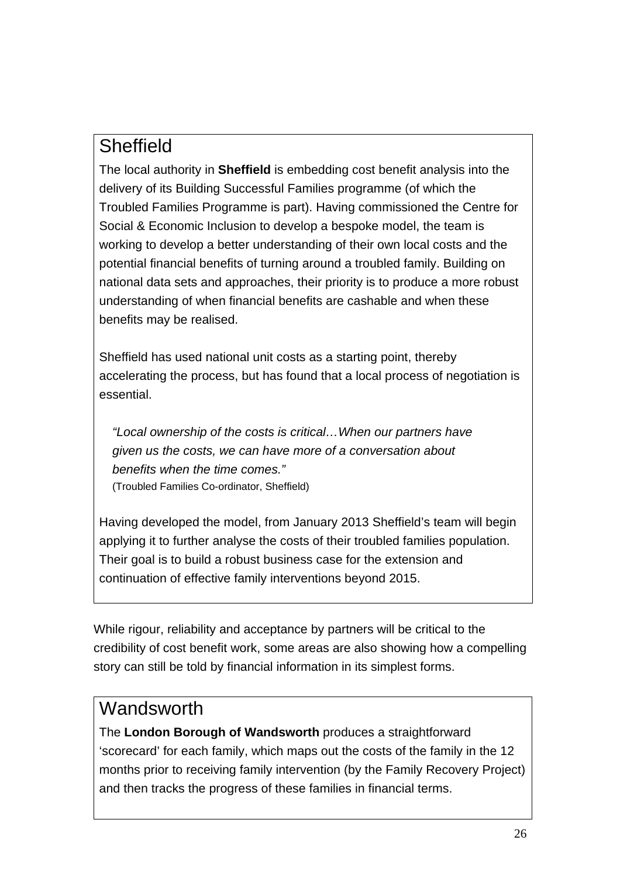## Sheffield

The local authority in **Sheffield** is embedding cost benefit analysis into the delivery of its Building Successful Families programme (of which the Troubled Families Programme is part). Having commissioned the Centre for Social & Economic Inclusion to develop a bespoke model, the team is working to develop a better understanding of their own local costs and the potential financial benefits of turning around a troubled family. Building on national data sets and approaches, their priority is to produce a more robust understanding of when financial benefits are cashable and when these benefits may be realised.

Sheffield has used national unit costs as a starting point, thereby accelerating the process, but has found that a local process of negotiation is essential.

> *"Local ownership of the costs is critical…When our partners have given us the costs, we can have more of a conversation about benefits when the time comes."*
> (Troubled Families Co-ordinator, Sheffield)

Having developed the model, from January 2013 Sheffield's team will begin applying it to further analyse the costs of their troubled families population. Their goal is to build a robust business case for the extension and continuation of effective family interventions beyond 2015.

While rigour, reliability and acceptance by partners will be critical to the credibility of cost benefit work, some areas are also showing how a compelling story can still be told by financial information in its simplest forms.

## Wandsworth

The **London Borough of Wandsworth** produces a straightforward 'scorecard' for each family, which maps out the costs of the family in the 12 months prior to receiving family intervention (by the Family Recovery Project) and then tracks the progress of these families in financial terms.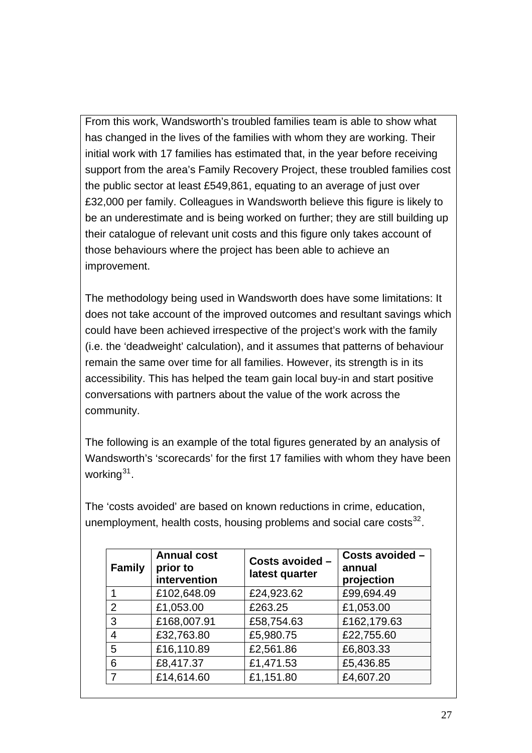From this work, Wandsworth's troubled families team is able to show what has changed in the lives of the families with whom they are working. Their initial work with 17 families has estimated that, in the year before receiving support from the area's Family Recovery Project, these troubled families cost the public sector at least £549,861, equating to an average of just over £32,000 per family. Colleagues in Wandsworth believe this figure is likely to be an underestimate and is being worked on further; they are still building up their catalogue of relevant unit costs and this figure only takes account of those behaviours where the project has been able to achieve an improvement.

The methodology being used in Wandsworth does have some limitations: It does not take account of the improved outcomes and resultant savings which could have been achieved irrespective of the project's work with the family (i.e. the 'deadweight' calculation), and it assumes that patterns of behaviour remain the same over time for all families. However, its strength is in its accessibility. This has helped the team gain local buy-in and start positive conversations with partners about the value of the work across the community.

The following is an example of the total figures generated by an analysis of Wandsworth's 'scorecards' for the first 17 families with whom they have been working[31].

The 'costs avoided' are based on known reductions in crime, education, unemployment, health costs, housing problems and social care costs[32].

| Family | Annual cost prior to intervention | Costs avoided – latest quarter | Costs avoided – annual projection |
|---|---|---|---|
| 1 | £102,648.09 | £24,923.62 | £99,694.49 |
| 2 | £1,053.00 | £263.25 | £1,053.00 |
| 3 | £168,007.91 | £58,754.63 | £162,179.63 |
| 4 | £32,763.80 | £5,980.75 | £22,755.60 |
| 5 | £16,110.89 | £2,561.86 | £6,803.33 |
| 6 | £8,417.37 | £1,471.53 | £5,436.85 |
| 7 | £14,614.60 | £1,151.80 | £4,607.20 |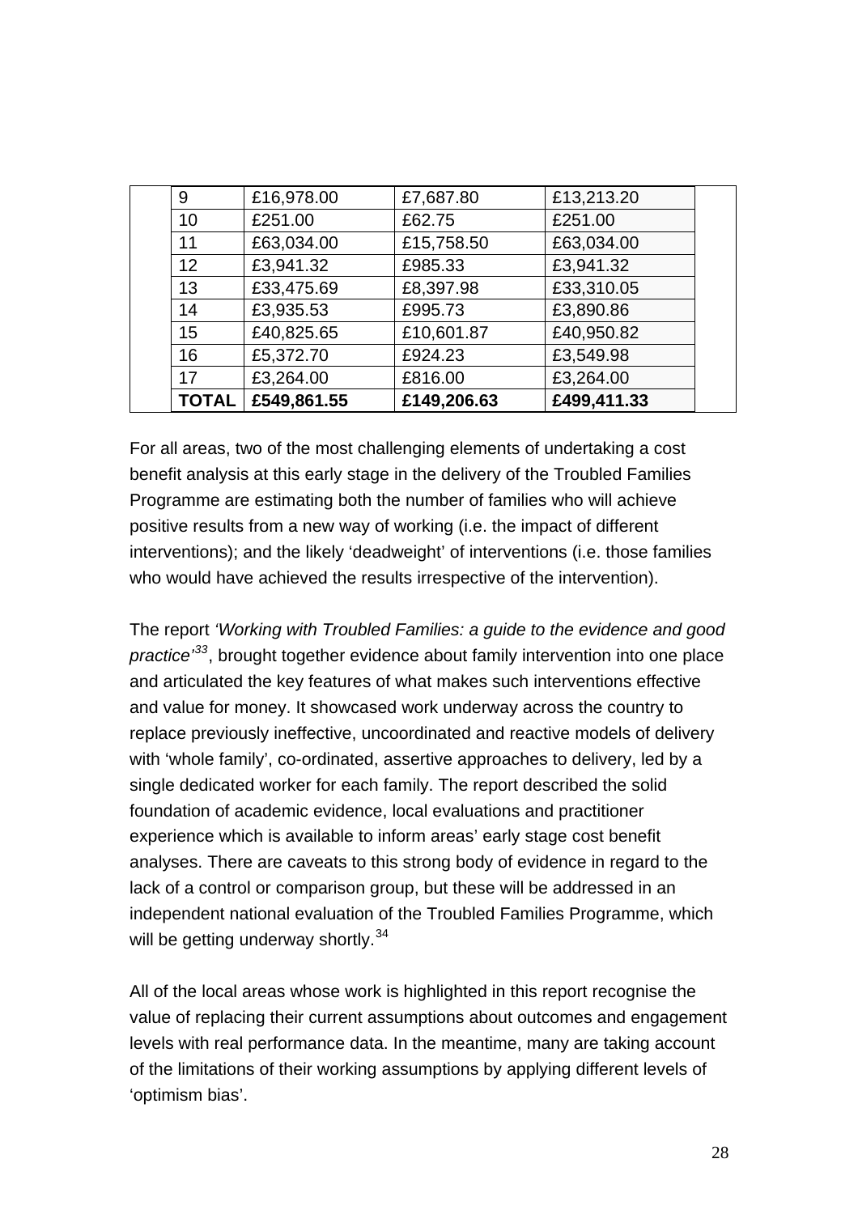| | | | | |
|---|---|---|---|---|
| | 9 | £16,978.00 | £7,687.80 | £13,213.20 | |
| | 10 | £251.00 | £62.75 | £251.00 | |
| | 11 | £63,034.00 | £15,758.50 | £63,034.00 | |
| | 12 | £3,941.32 | £985.33 | £3,941.32 | |
| | 13 | £33,475.69 | £8,397.98 | £33,310.05 | |
| | 14 | £3,935.53 | £995.73 | £3,890.86 | |
| | 15 | £40,825.65 | £10,601.87 | £40,950.82 | |
| | 16 | £5,372.70 | £924.23 | £3,549.98 | |
| | 17 | £3,264.00 | £816.00 | £3,264.00 | |
| | **TOTAL** | **£549,861.55** | **£149,206.63** | **£499,411.33** | |

For all areas, two of the most challenging elements of undertaking a cost benefit analysis at this early stage in the delivery of the Troubled Families Programme are estimating both the number of families who will achieve positive results from a new way of working (i.e. the impact of different interventions); and the likely 'deadweight' of interventions (i.e. those families who would have achieved the results irrespective of the intervention).

The report *'Working with Troubled Families: a guide to the evidence and good practice'*[33], brought together evidence about family intervention into one place and articulated the key features of what makes such interventions effective and value for money. It showcased work underway across the country to replace previously ineffective, uncoordinated and reactive models of delivery with 'whole family', co-ordinated, assertive approaches to delivery, led by a single dedicated worker for each family. The report described the solid foundation of academic evidence, local evaluations and practitioner experience which is available to inform areas' early stage cost benefit analyses. There are caveats to this strong body of evidence in regard to the lack of a control or comparison group, but these will be addressed in an independent national evaluation of the Troubled Families Programme, which will be getting underway shortly.[34]

All of the local areas whose work is highlighted in this report recognise the value of replacing their current assumptions about outcomes and engagement levels with real performance data. In the meantime, many are taking account of the limitations of their working assumptions by applying different levels of 'optimism bias'.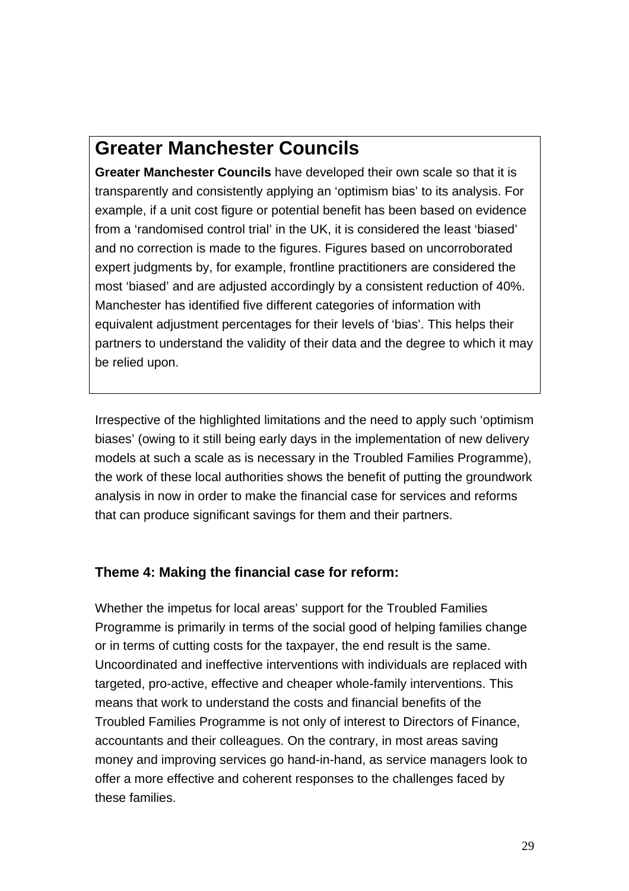## Greater Manchester Councils

**Greater Manchester Councils** have developed their own scale so that it is transparently and consistently applying an 'optimism bias' to its analysis. For example, if a unit cost figure or potential benefit has been based on evidence from a 'randomised control trial' in the UK, it is considered the least 'biased' and no correction is made to the figures. Figures based on uncorroborated expert judgments by, for example, frontline practitioners are considered the most 'biased' and are adjusted accordingly by a consistent reduction of 40%. Manchester has identified five different categories of information with equivalent adjustment percentages for their levels of 'bias'. This helps their partners to understand the validity of their data and the degree to which it may be relied upon.

Irrespective of the highlighted limitations and the need to apply such 'optimism biases' (owing to it still being early days in the implementation of new delivery models at such a scale as is necessary in the Troubled Families Programme), the work of these local authorities shows the benefit of putting the groundwork analysis in now in order to make the financial case for services and reforms that can produce significant savings for them and their partners.

### Theme 4: Making the financial case for reform:

Whether the impetus for local areas' support for the Troubled Families Programme is primarily in terms of the social good of helping families change or in terms of cutting costs for the taxpayer, the end result is the same. Uncoordinated and ineffective interventions with individuals are replaced with targeted, pro-active, effective and cheaper whole-family interventions. This means that work to understand the costs and financial benefits of the Troubled Families Programme is not only of interest to Directors of Finance, accountants and their colleagues. On the contrary, in most areas saving money and improving services go hand-in-hand, as service managers look to offer a more effective and coherent responses to the challenges faced by these families.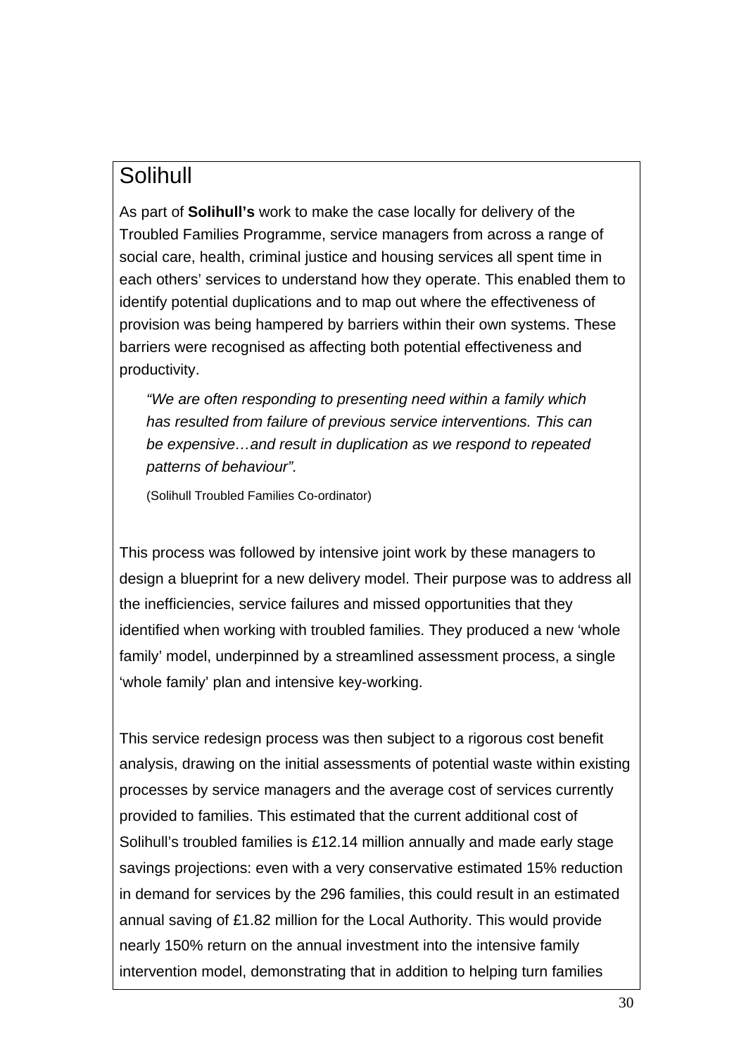## Solihull

As part of **Solihull's** work to make the case locally for delivery of the Troubled Families Programme, service managers from across a range of social care, health, criminal justice and housing services all spent time in each others' services to understand how they operate. This enabled them to identify potential duplications and to map out where the effectiveness of provision was being hampered by barriers within their own systems. These barriers were recognised as affecting both potential effectiveness and productivity.

> *"We are often responding to presenting need within a family which has resulted from failure of previous service interventions. This can be expensive…and result in duplication as we respond to repeated patterns of behaviour".*
>
> (Solihull Troubled Families Co-ordinator)

This process was followed by intensive joint work by these managers to design a blueprint for a new delivery model. Their purpose was to address all the inefficiencies, service failures and missed opportunities that they identified when working with troubled families. They produced a new 'whole family' model, underpinned by a streamlined assessment process, a single 'whole family' plan and intensive key-working.

This service redesign process was then subject to a rigorous cost benefit analysis, drawing on the initial assessments of potential waste within existing processes by service managers and the average cost of services currently provided to families. This estimated that the current additional cost of Solihull's troubled families is £12.14 million annually and made early stage savings projections: even with a very conservative estimated 15% reduction in demand for services by the 296 families, this could result in an estimated annual saving of £1.82 million for the Local Authority. This would provide nearly 150% return on the annual investment into the intensive family intervention model, demonstrating that in addition to helping turn families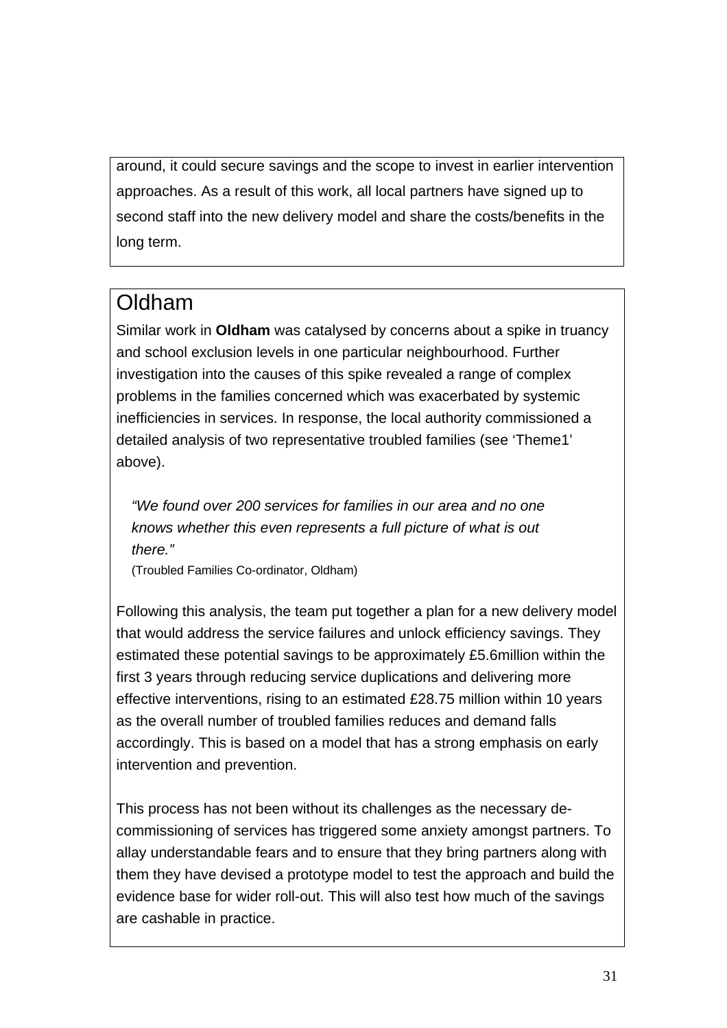around, it could secure savings and the scope to invest in earlier intervention approaches. As a result of this work, all local partners have signed up to second staff into the new delivery model and share the costs/benefits in the long term.

## Oldham

Similar work in **Oldham** was catalysed by concerns about a spike in truancy and school exclusion levels in one particular neighbourhood. Further investigation into the causes of this spike revealed a range of complex problems in the families concerned which was exacerbated by systemic inefficiencies in services. In response, the local authority commissioned a detailed analysis of two representative troubled families (see 'Theme1' above).

> *"We found over 200 services for families in our area and no one knows whether this even represents a full picture of what is out there."*
>
> (Troubled Families Co-ordinator, Oldham)

Following this analysis, the team put together a plan for a new delivery model that would address the service failures and unlock efficiency savings. They estimated these potential savings to be approximately £5.6million within the first 3 years through reducing service duplications and delivering more effective interventions, rising to an estimated £28.75 million within 10 years as the overall number of troubled families reduces and demand falls accordingly. This is based on a model that has a strong emphasis on early intervention and prevention.

This process has not been without its challenges as the necessary de-commissioning of services has triggered some anxiety amongst partners. To allay understandable fears and to ensure that they bring partners along with them they have devised a prototype model to test the approach and build the evidence base for wider roll-out. This will also test how much of the savings are cashable in practice.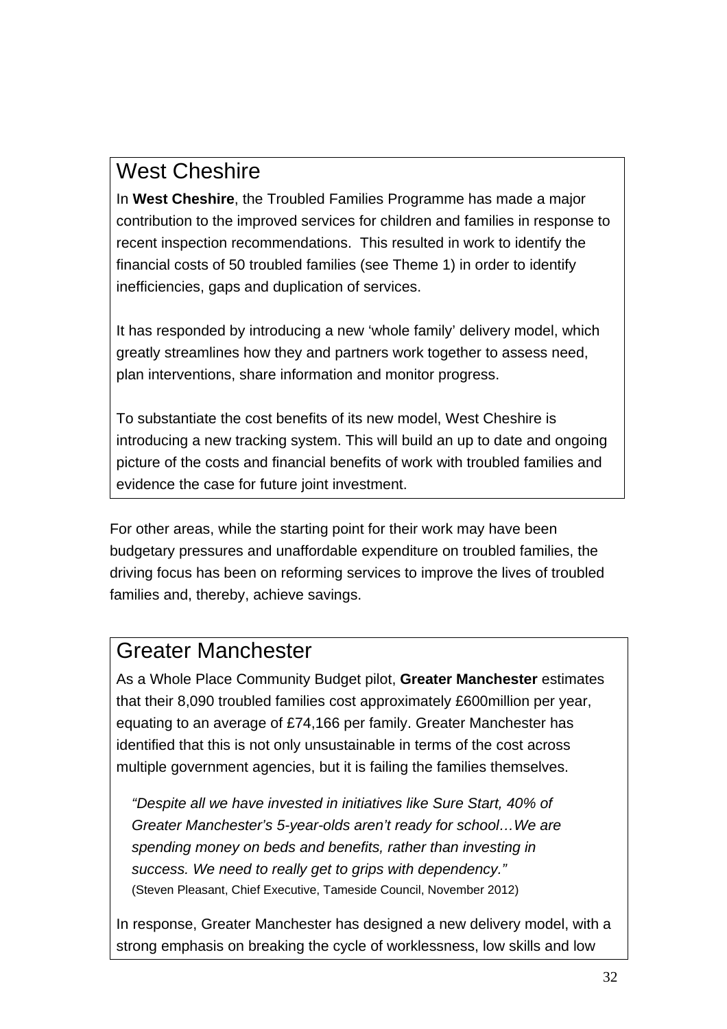## West Cheshire

In **West Cheshire**, the Troubled Families Programme has made a major contribution to the improved services for children and families in response to recent inspection recommendations. This resulted in work to identify the financial costs of 50 troubled families (see Theme 1) in order to identify inefficiencies, gaps and duplication of services.

It has responded by introducing a new 'whole family' delivery model, which greatly streamlines how they and partners work together to assess need, plan interventions, share information and monitor progress.

To substantiate the cost benefits of its new model, West Cheshire is introducing a new tracking system. This will build an up to date and ongoing picture of the costs and financial benefits of work with troubled families and evidence the case for future joint investment.

For other areas, while the starting point for their work may have been budgetary pressures and unaffordable expenditure on troubled families, the driving focus has been on reforming services to improve the lives of troubled families and, thereby, achieve savings.

## Greater Manchester

As a Whole Place Community Budget pilot, **Greater Manchester** estimates that their 8,090 troubled families cost approximately £600million per year, equating to an average of £74,166 per family. Greater Manchester has identified that this is not only unsustainable in terms of the cost across multiple government agencies, but it is failing the families themselves.

> *"Despite all we have invested in initiatives like Sure Start, 40% of Greater Manchester's 5-year-olds aren't ready for school…We are spending money on beds and benefits, rather than investing in success. We need to really get to grips with dependency."*
> (Steven Pleasant, Chief Executive, Tameside Council, November 2012)

In response, Greater Manchester has designed a new delivery model, with a strong emphasis on breaking the cycle of worklessness, low skills and low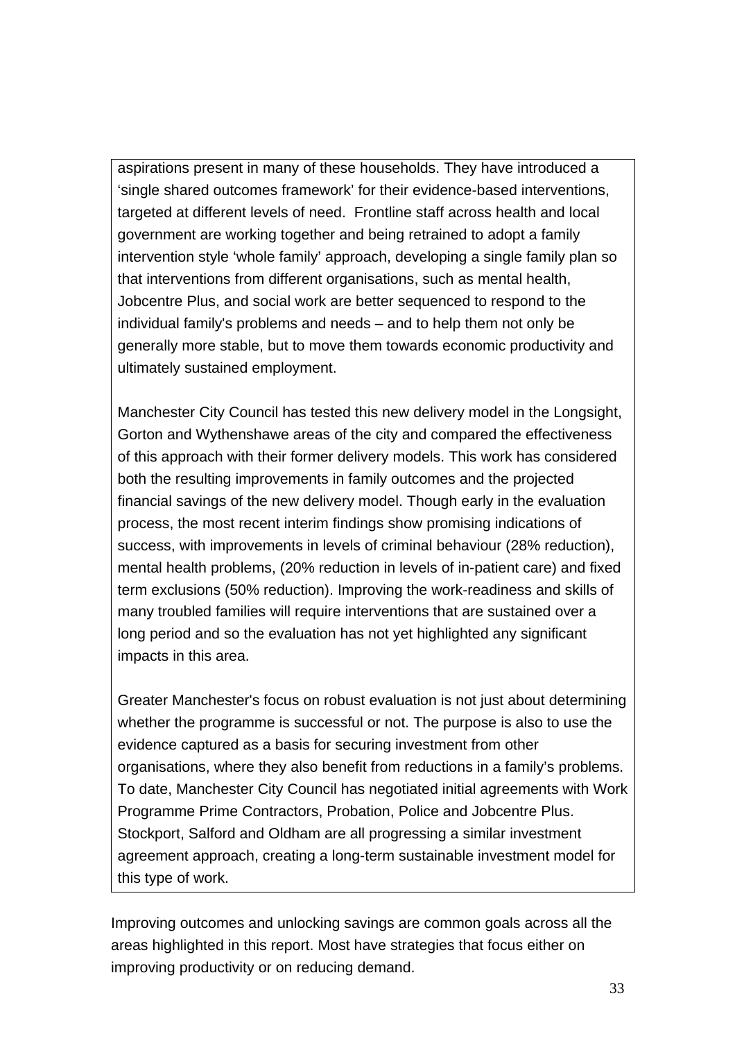aspirations present in many of these households. They have introduced a 'single shared outcomes framework' for their evidence-based interventions, targeted at different levels of need.  Frontline staff across health and local government are working together and being retrained to adopt a family intervention style 'whole family' approach, developing a single family plan so that interventions from different organisations, such as mental health, Jobcentre Plus, and social work are better sequenced to respond to the individual family's problems and needs – and to help them not only be generally more stable, but to move them towards economic productivity and ultimately sustained employment.

Manchester City Council has tested this new delivery model in the Longsight, Gorton and Wythenshawe areas of the city and compared the effectiveness of this approach with their former delivery models. This work has considered both the resulting improvements in family outcomes and the projected financial savings of the new delivery model. Though early in the evaluation process, the most recent interim findings show promising indications of success, with improvements in levels of criminal behaviour (28% reduction), mental health problems, (20% reduction in levels of in-patient care) and fixed term exclusions (50% reduction). Improving the work-readiness and skills of many troubled families will require interventions that are sustained over a long period and so the evaluation has not yet highlighted any significant impacts in this area.

Greater Manchester's focus on robust evaluation is not just about determining whether the programme is successful or not. The purpose is also to use the evidence captured as a basis for securing investment from other organisations, where they also benefit from reductions in a family's problems. To date, Manchester City Council has negotiated initial agreements with Work Programme Prime Contractors, Probation, Police and Jobcentre Plus. Stockport, Salford and Oldham are all progressing a similar investment agreement approach, creating a long-term sustainable investment model for this type of work.

Improving outcomes and unlocking savings are common goals across all the areas highlighted in this report. Most have strategies that focus either on improving productivity or on reducing demand.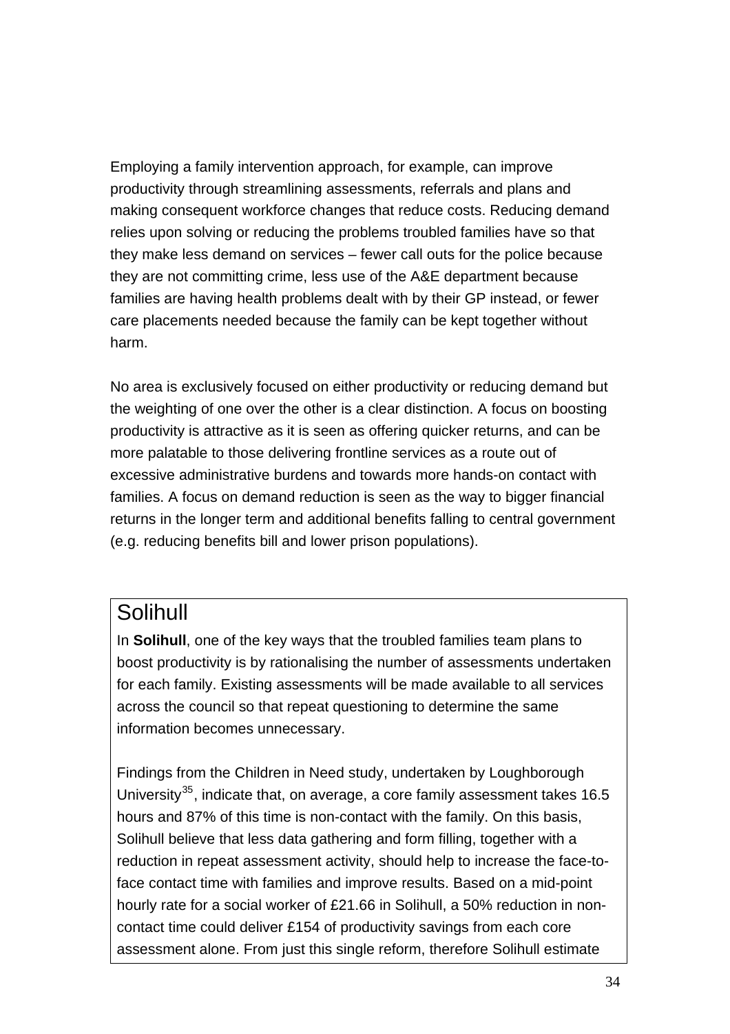Employing a family intervention approach, for example, can improve productivity through streamlining assessments, referrals and plans and making consequent workforce changes that reduce costs. Reducing demand relies upon solving or reducing the problems troubled families have so that they make less demand on services – fewer call outs for the police because they are not committing crime, less use of the A&E department because families are having health problems dealt with by their GP instead, or fewer care placements needed because the family can be kept together without harm.

No area is exclusively focused on either productivity or reducing demand but the weighting of one over the other is a clear distinction. A focus on boosting productivity is attractive as it is seen as offering quicker returns, and can be more palatable to those delivering frontline services as a route out of excessive administrative burdens and towards more hands-on contact with families. A focus on demand reduction is seen as the way to bigger financial returns in the longer term and additional benefits falling to central government (e.g. reducing benefits bill and lower prison populations).

## Solihull

In **Solihull**, one of the key ways that the troubled families team plans to boost productivity is by rationalising the number of assessments undertaken for each family. Existing assessments will be made available to all services across the council so that repeat questioning to determine the same information becomes unnecessary.

Findings from the Children in Need study, undertaken by Loughborough University[35], indicate that, on average, a core family assessment takes 16.5 hours and 87% of this time is non-contact with the family. On this basis, Solihull believe that less data gathering and form filling, together with a reduction in repeat assessment activity, should help to increase the face-to-face contact time with families and improve results. Based on a mid-point hourly rate for a social worker of £21.66 in Solihull, a 50% reduction in non-contact time could deliver £154 of productivity savings from each core assessment alone. From just this single reform, therefore Solihull estimate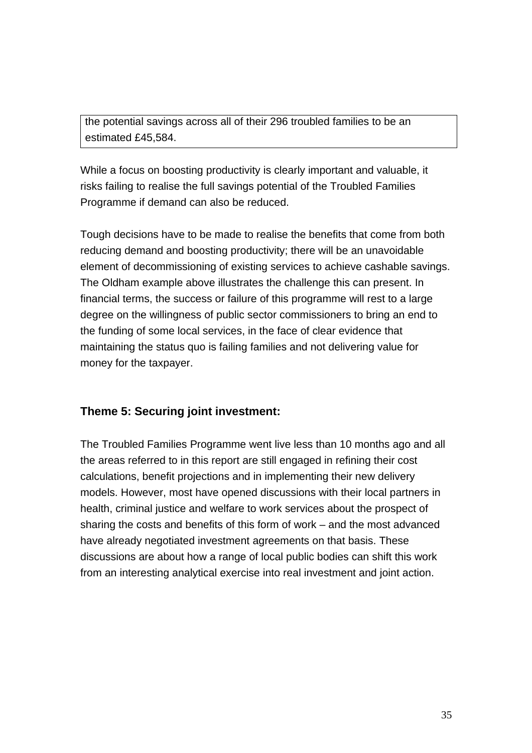the potential savings across all of their 296 troubled families to be an estimated £45,584.

While a focus on boosting productivity is clearly important and valuable, it risks failing to realise the full savings potential of the Troubled Families Programme if demand can also be reduced.

Tough decisions have to be made to realise the benefits that come from both reducing demand and boosting productivity; there will be an unavoidable element of decommissioning of existing services to achieve cashable savings. The Oldham example above illustrates the challenge this can present. In financial terms, the success or failure of this programme will rest to a large degree on the willingness of public sector commissioners to bring an end to the funding of some local services, in the face of clear evidence that maintaining the status quo is failing families and not delivering value for money for the taxpayer.

### Theme 5: Securing joint investment:

The Troubled Families Programme went live less than 10 months ago and all the areas referred to in this report are still engaged in refining their cost calculations, benefit projections and in implementing their new delivery models. However, most have opened discussions with their local partners in health, criminal justice and welfare to work services about the prospect of sharing the costs and benefits of this form of work – and the most advanced have already negotiated investment agreements on that basis. These discussions are about how a range of local public bodies can shift this work from an interesting analytical exercise into real investment and joint action.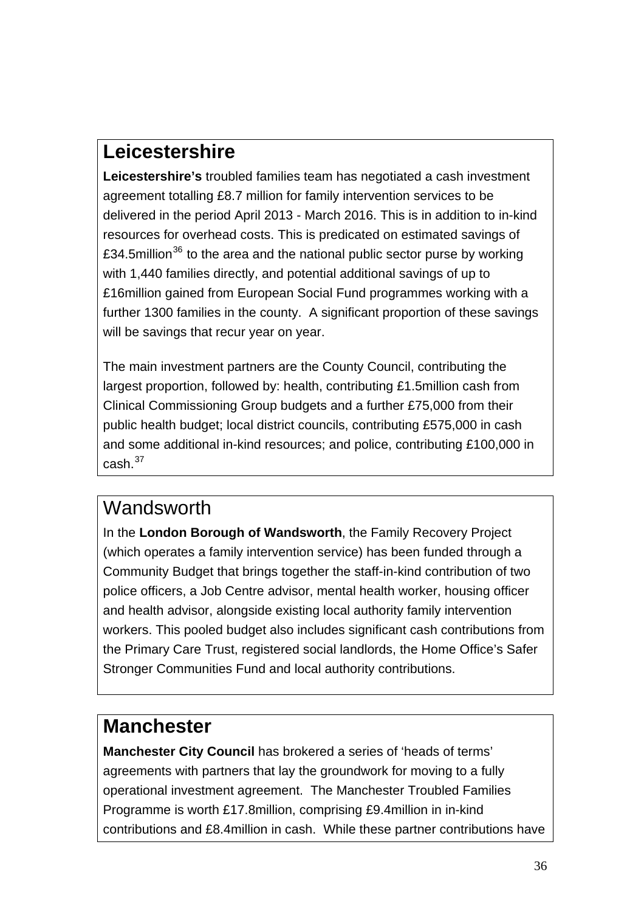## Leicestershire

**Leicestershire's** troubled families team has negotiated a cash investment agreement totalling £8.7 million for family intervention services to be delivered in the period April 2013 - March 2016. This is in addition to in-kind resources for overhead costs. This is predicated on estimated savings of £34.5million[36] to the area and the national public sector purse by working with 1,440 families directly, and potential additional savings of up to £16million gained from European Social Fund programmes working with a further 1300 families in the county. A significant proportion of these savings will be savings that recur year on year.

The main investment partners are the County Council, contributing the largest proportion, followed by: health, contributing £1.5million cash from Clinical Commissioning Group budgets and a further £75,000 from their public health budget; local district councils, contributing £575,000 in cash and some additional in-kind resources; and police, contributing £100,000 in cash.[37]

## Wandsworth

In the **London Borough of Wandsworth**, the Family Recovery Project (which operates a family intervention service) has been funded through a Community Budget that brings together the staff-in-kind contribution of two police officers, a Job Centre advisor, mental health worker, housing officer and health advisor, alongside existing local authority family intervention workers. This pooled budget also includes significant cash contributions from the Primary Care Trust, registered social landlords, the Home Office's Safer Stronger Communities Fund and local authority contributions.

## Manchester

**Manchester City Council** has brokered a series of 'heads of terms' agreements with partners that lay the groundwork for moving to a fully operational investment agreement. The Manchester Troubled Families Programme is worth £17.8million, comprising £9.4million in in-kind contributions and £8.4million in cash. While these partner contributions have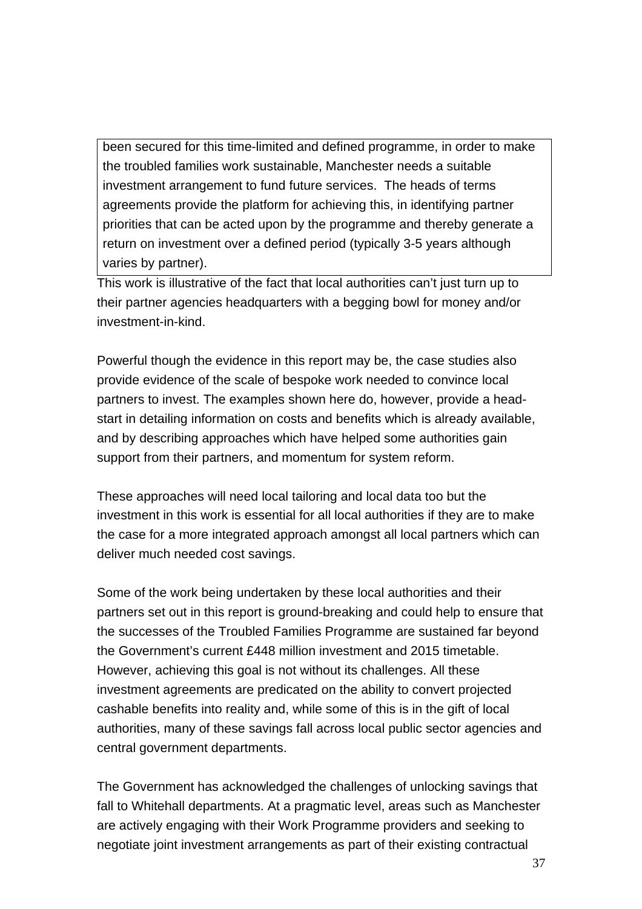been secured for this time-limited and defined programme, in order to make the troubled families work sustainable, Manchester needs a suitable investment arrangement to fund future services. The heads of terms agreements provide the platform for achieving this, in identifying partner priorities that can be acted upon by the programme and thereby generate a return on investment over a defined period (typically 3-5 years although varies by partner).

This work is illustrative of the fact that local authorities can't just turn up to their partner agencies headquarters with a begging bowl for money and/or investment-in-kind.

Powerful though the evidence in this report may be, the case studies also provide evidence of the scale of bespoke work needed to convince local partners to invest. The examples shown here do, however, provide a head-start in detailing information on costs and benefits which is already available, and by describing approaches which have helped some authorities gain support from their partners, and momentum for system reform.

These approaches will need local tailoring and local data too but the investment in this work is essential for all local authorities if they are to make the case for a more integrated approach amongst all local partners which can deliver much needed cost savings.

Some of the work being undertaken by these local authorities and their partners set out in this report is ground-breaking and could help to ensure that the successes of the Troubled Families Programme are sustained far beyond the Government's current £448 million investment and 2015 timetable. However, achieving this goal is not without its challenges. All these investment agreements are predicated on the ability to convert projected cashable benefits into reality and, while some of this is in the gift of local authorities, many of these savings fall across local public sector agencies and central government departments.

The Government has acknowledged the challenges of unlocking savings that fall to Whitehall departments. At a pragmatic level, areas such as Manchester are actively engaging with their Work Programme providers and seeking to negotiate joint investment arrangements as part of their existing contractual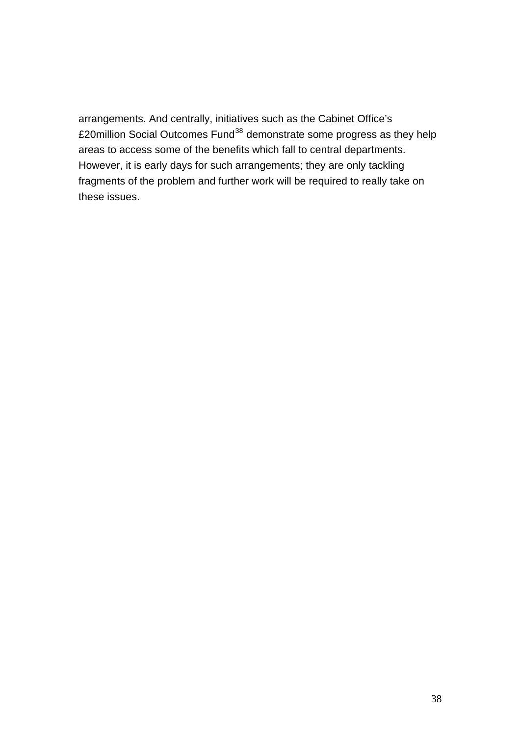arrangements. And centrally, initiatives such as the Cabinet Office's £20million Social Outcomes Fund[38] demonstrate some progress as they help areas to access some of the benefits which fall to central departments. However, it is early days for such arrangements; they are only tackling fragments of the problem and further work will be required to really take on these issues.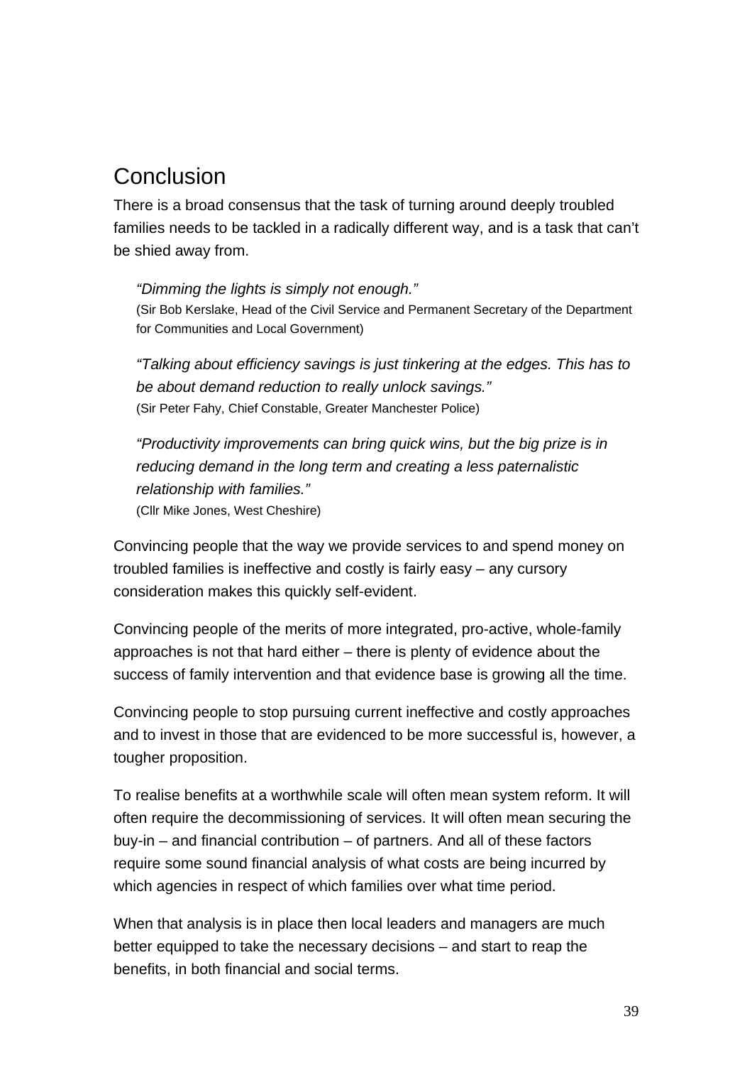## Conclusion

There is a broad consensus that the task of turning around deeply troubled families needs to be tackled in a radically different way, and is a task that can't be shied away from.

> *"Dimming the lights is simply not enough."*
> (Sir Bob Kerslake, Head of the Civil Service and Permanent Secretary of the Department for Communities and Local Government)

> *"Talking about efficiency savings is just tinkering at the edges. This has to be about demand reduction to really unlock savings."*
> (Sir Peter Fahy, Chief Constable, Greater Manchester Police)

> *"Productivity improvements can bring quick wins, but the big prize is in reducing demand in the long term and creating a less paternalistic relationship with families."*
> (Cllr Mike Jones, West Cheshire)

Convincing people that the way we provide services to and spend money on troubled families is ineffective and costly is fairly easy – any cursory consideration makes this quickly self-evident.

Convincing people of the merits of more integrated, pro-active, whole-family approaches is not that hard either – there is plenty of evidence about the success of family intervention and that evidence base is growing all the time.

Convincing people to stop pursuing current ineffective and costly approaches and to invest in those that are evidenced to be more successful is, however, a tougher proposition.

To realise benefits at a worthwhile scale will often mean system reform. It will often require the decommissioning of services. It will often mean securing the buy-in – and financial contribution – of partners. And all of these factors require some sound financial analysis of what costs are being incurred by which agencies in respect of which families over what time period.

When that analysis is in place then local leaders and managers are much better equipped to take the necessary decisions – and start to reap the benefits, in both financial and social terms.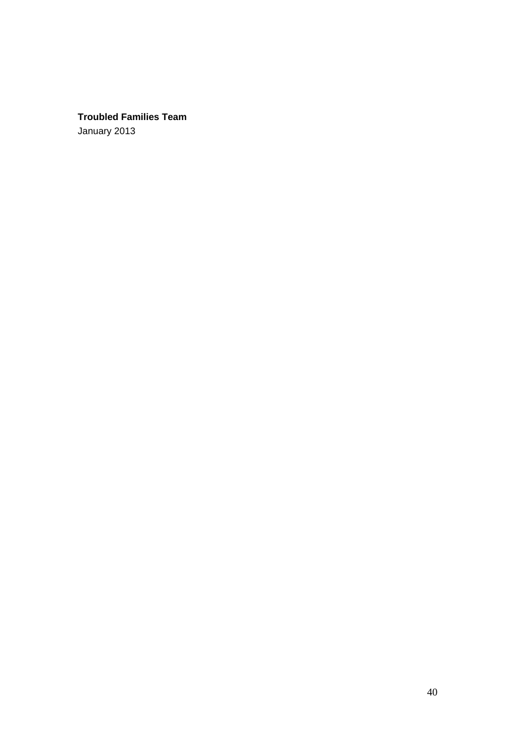**Troubled Families Team**

January 2013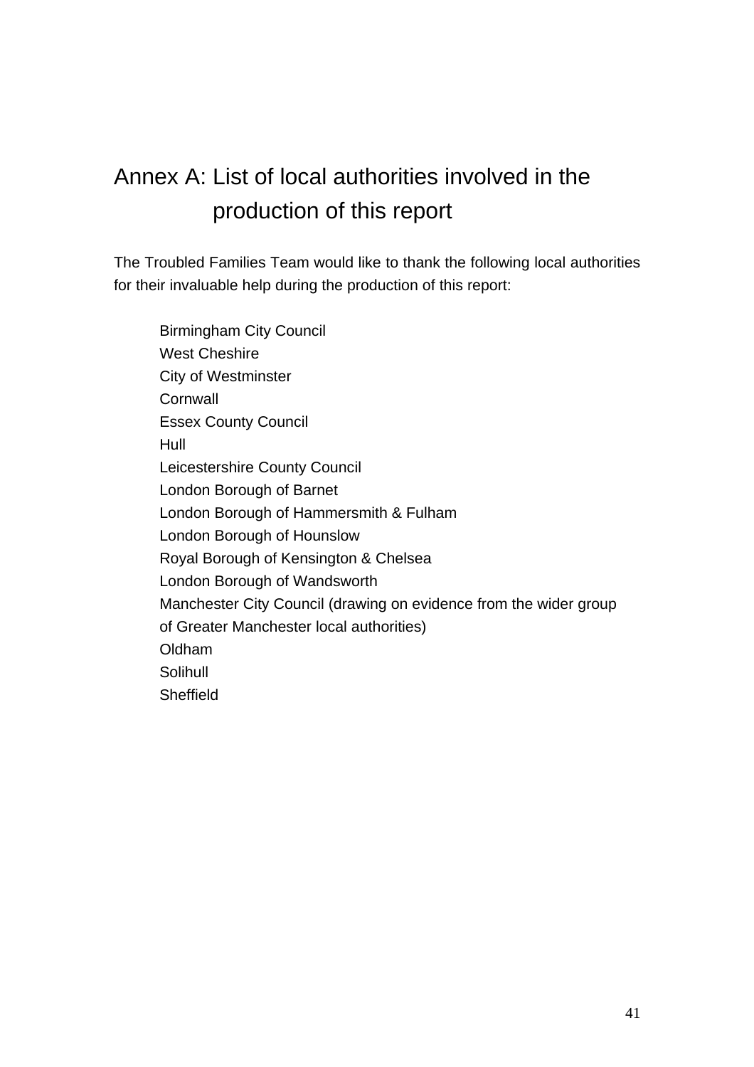# Annex A: List of local authorities involved in the production of this report

The Troubled Families Team would like to thank the following local authorities for their invaluable help during the production of this report:

- Birmingham City Council
- West Cheshire
- City of Westminster
- Cornwall
- Essex County Council
- Hull
- Leicestershire County Council
- London Borough of Barnet
- London Borough of Hammersmith & Fulham
- London Borough of Hounslow
- Royal Borough of Kensington & Chelsea
- London Borough of Wandsworth
- Manchester City Council (drawing on evidence from the wider group of Greater Manchester local authorities)
- Oldham
- Solihull
- Sheffield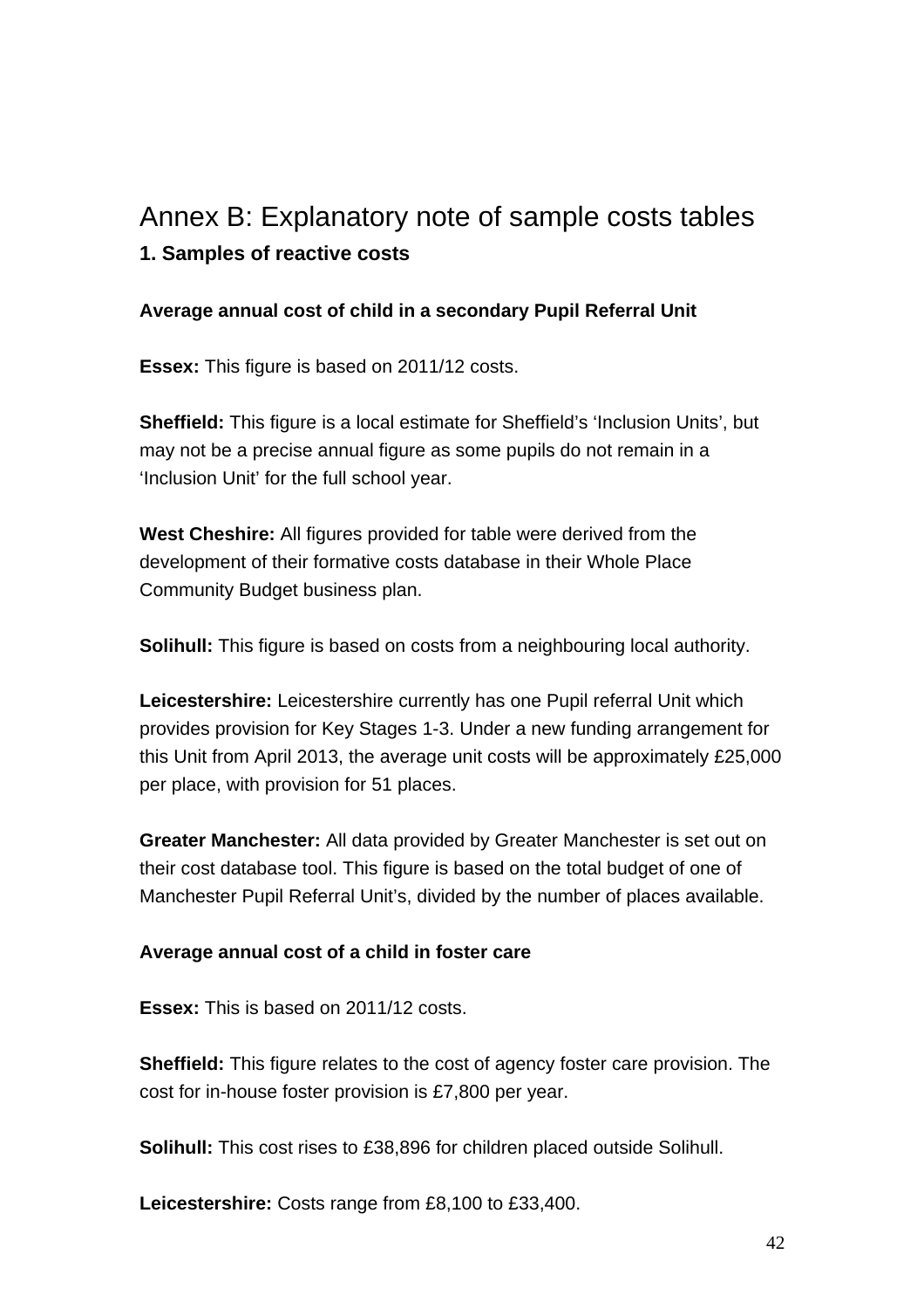# Annex B: Explanatory note of sample costs tables

## 1. Samples of reactive costs

**Average annual cost of child in a secondary Pupil Referral Unit**

**Essex:** This figure is based on 2011/12 costs.

**Sheffield:** This figure is a local estimate for Sheffield's 'Inclusion Units', but may not be a precise annual figure as some pupils do not remain in a 'Inclusion Unit' for the full school year.

**West Cheshire:** All figures provided for table were derived from the development of their formative costs database in their Whole Place Community Budget business plan.

**Solihull:** This figure is based on costs from a neighbouring local authority.

**Leicestershire:** Leicestershire currently has one Pupil referral Unit which provides provision for Key Stages 1-3. Under a new funding arrangement for this Unit from April 2013, the average unit costs will be approximately £25,000 per place, with provision for 51 places.

**Greater Manchester:** All data provided by Greater Manchester is set out on their cost database tool. This figure is based on the total budget of one of Manchester Pupil Referral Unit's, divided by the number of places available.

**Average annual cost of a child in foster care**

**Essex:** This is based on 2011/12 costs.

**Sheffield:** This figure relates to the cost of agency foster care provision. The cost for in-house foster provision is £7,800 per year.

**Solihull:** This cost rises to £38,896 for children placed outside Solihull.

**Leicestershire:** Costs range from £8,100 to £33,400.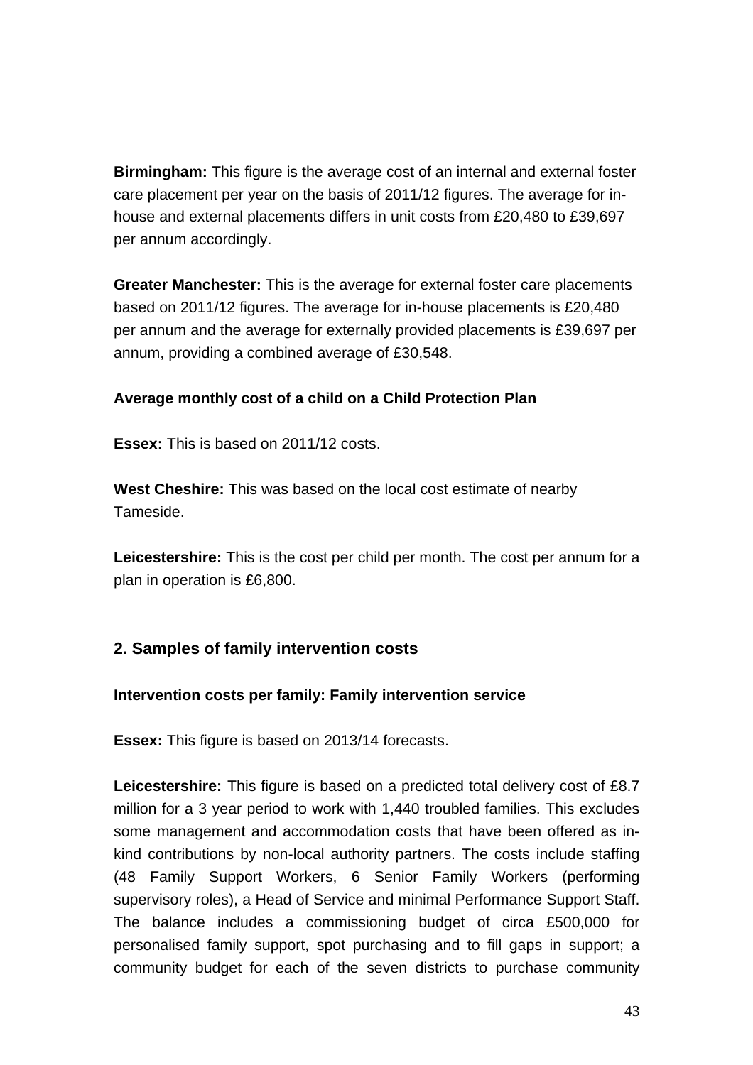**Birmingham:** This figure is the average cost of an internal and external foster care placement per year on the basis of 2011/12 figures. The average for in-house and external placements differs in unit costs from £20,480 to £39,697 per annum accordingly.

**Greater Manchester:** This is the average for external foster care placements based on 2011/12 figures. The average for in-house placements is £20,480 per annum and the average for externally provided placements is £39,697 per annum, providing a combined average of £30,548.

**Average monthly cost of a child on a Child Protection Plan**

**Essex:** This is based on 2011/12 costs.

**West Cheshire:** This was based on the local cost estimate of nearby Tameside.

**Leicestershire:** This is the cost per child per month. The cost per annum for a plan in operation is £6,800.

## 2. Samples of family intervention costs

**Intervention costs per family: Family intervention service**

**Essex:** This figure is based on 2013/14 forecasts.

**Leicestershire:** This figure is based on a predicted total delivery cost of £8.7 million for a 3 year period to work with 1,440 troubled families. This excludes some management and accommodation costs that have been offered as in-kind contributions by non-local authority partners. The costs include staffing (48 Family Support Workers, 6 Senior Family Workers (performing supervisory roles), a Head of Service and minimal Performance Support Staff. The balance includes a commissioning budget of circa £500,000 for personalised family support, spot purchasing and to fill gaps in support; a community budget for each of the seven districts to purchase community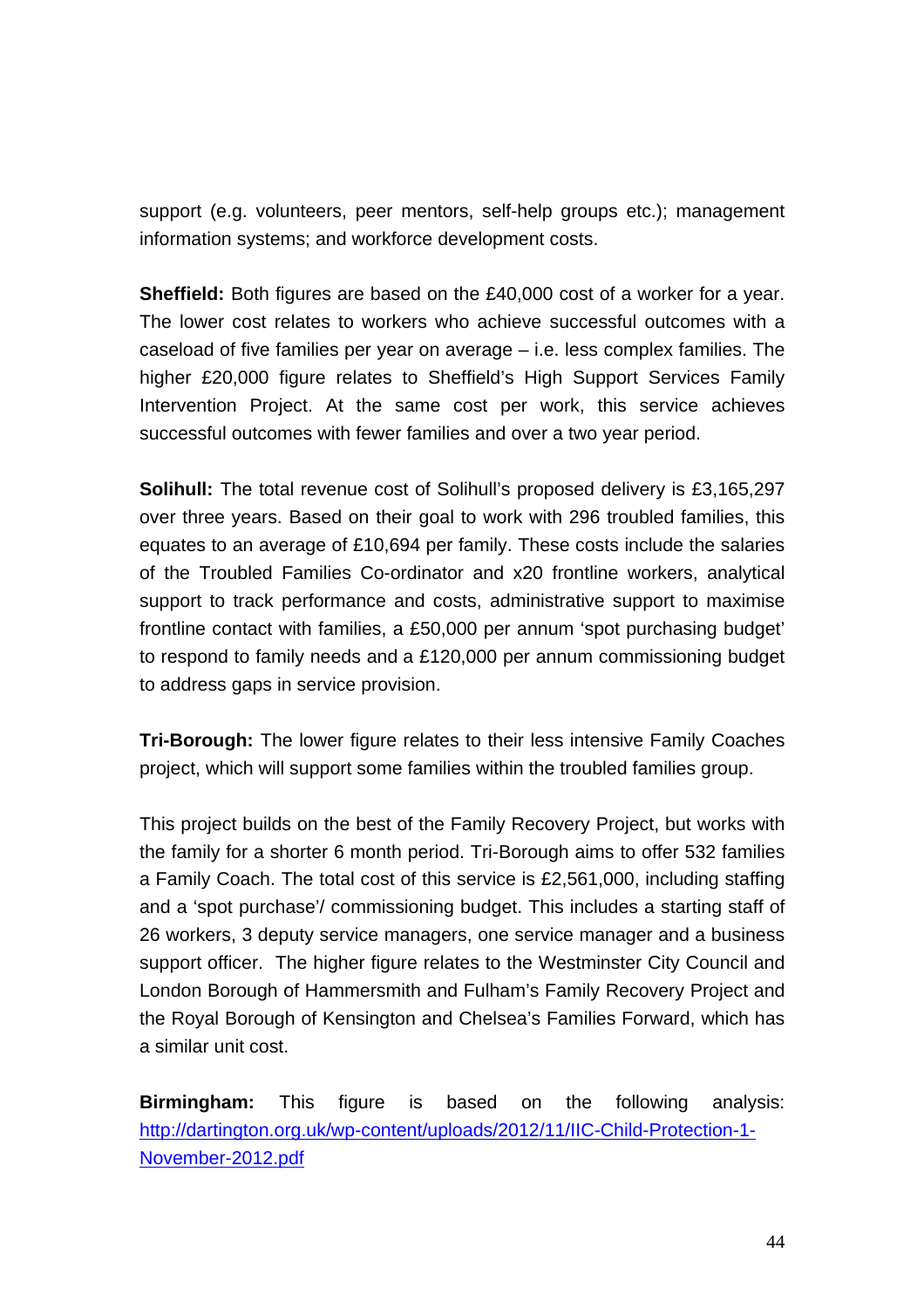support (e.g. volunteers, peer mentors, self-help groups etc.); management information systems; and workforce development costs.

**Sheffield:** Both figures are based on the £40,000 cost of a worker for a year. The lower cost relates to workers who achieve successful outcomes with a caseload of five families per year on average – i.e. less complex families. The higher £20,000 figure relates to Sheffield's High Support Services Family Intervention Project. At the same cost per work, this service achieves successful outcomes with fewer families and over a two year period.

**Solihull:** The total revenue cost of Solihull's proposed delivery is £3,165,297 over three years. Based on their goal to work with 296 troubled families, this equates to an average of £10,694 per family. These costs include the salaries of the Troubled Families Co-ordinator and x20 frontline workers, analytical support to track performance and costs, administrative support to maximise frontline contact with families, a £50,000 per annum 'spot purchasing budget' to respond to family needs and a £120,000 per annum commissioning budget to address gaps in service provision.

**Tri-Borough:** The lower figure relates to their less intensive Family Coaches project, which will support some families within the troubled families group.

This project builds on the best of the Family Recovery Project, but works with the family for a shorter 6 month period. Tri-Borough aims to offer 532 families a Family Coach. The total cost of this service is £2,561,000, including staffing and a 'spot purchase'/ commissioning budget. This includes a starting staff of 26 workers, 3 deputy service managers, one service manager and a business support officer. The higher figure relates to the Westminster City Council and London Borough of Hammersmith and Fulham's Family Recovery Project and the Royal Borough of Kensington and Chelsea's Families Forward, which has a similar unit cost.

**Birmingham:** This figure is based on the following analysis: [http://dartington.org.uk/wp-content/uploads/2012/11/IIC-Child-Protection-1-November-2012.pdf](http://dartington.org.uk/wp-content/uploads/2012/11/IIC-Child-Protection-1-November-2012.pdf)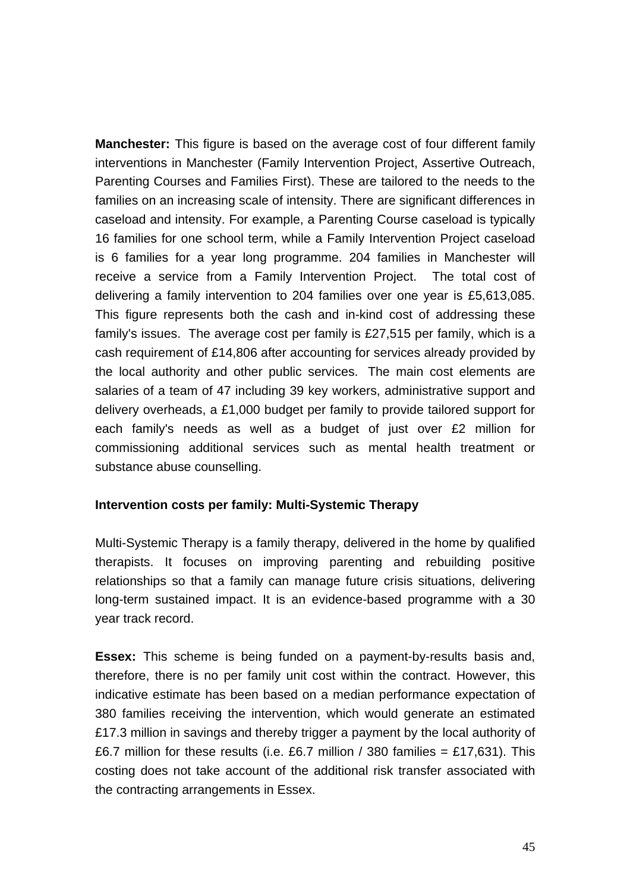**Manchester:** This figure is based on the average cost of four different family interventions in Manchester (Family Intervention Project, Assertive Outreach, Parenting Courses and Families First). These are tailored to the needs to the families on an increasing scale of intensity. There are significant differences in caseload and intensity. For example, a Parenting Course caseload is typically 16 families for one school term, while a Family Intervention Project caseload is 6 families for a year long programme. 204 families in Manchester will receive a service from a Family Intervention Project. The total cost of delivering a family intervention to 204 families over one year is £5,613,085. This figure represents both the cash and in-kind cost of addressing these family's issues. The average cost per family is £27,515 per family, which is a cash requirement of £14,806 after accounting for services already provided by the local authority and other public services. The main cost elements are salaries of a team of 47 including 39 key workers, administrative support and delivery overheads, a £1,000 budget per family to provide tailored support for each family's needs as well as a budget of just over £2 million for commissioning additional services such as mental health treatment or substance abuse counselling.

**Intervention costs per family: Multi-Systemic Therapy**

Multi-Systemic Therapy is a family therapy, delivered in the home by qualified therapists. It focuses on improving parenting and rebuilding positive relationships so that a family can manage future crisis situations, delivering long-term sustained impact. It is an evidence-based programme with a 30 year track record.

**Essex:** This scheme is being funded on a payment-by-results basis and, therefore, there is no per family unit cost within the contract. However, this indicative estimate has been based on a median performance expectation of 380 families receiving the intervention, which would generate an estimated £17.3 million in savings and thereby trigger a payment by the local authority of £6.7 million for these results (i.e. £6.7 million / 380 families = £17,631). This costing does not take account of the additional risk transfer associated with the contracting arrangements in Essex.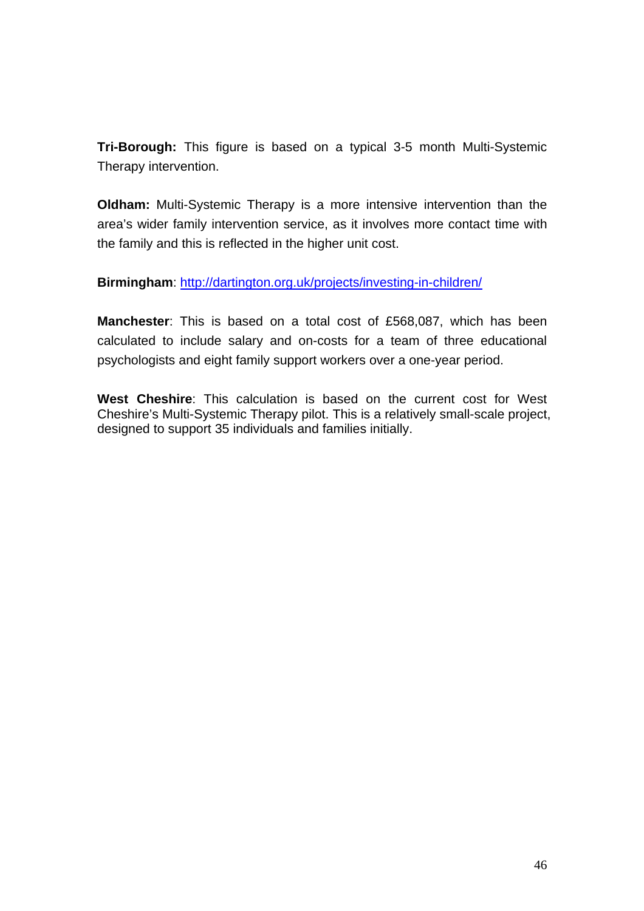**Tri-Borough:** This figure is based on a typical 3-5 month Multi-Systemic Therapy intervention.

**Oldham:** Multi-Systemic Therapy is a more intensive intervention than the area's wider family intervention service, as it involves more contact time with the family and this is reflected in the higher unit cost.

**Birmingham**: http://dartington.org.uk/projects/investing-in-children/

**Manchester**: This is based on a total cost of £568,087, which has been calculated to include salary and on-costs for a team of three educational psychologists and eight family support workers over a one-year period.

**West Cheshire**: This calculation is based on the current cost for West Cheshire's Multi-Systemic Therapy pilot. This is a relatively small-scale project, designed to support 35 individuals and families initially.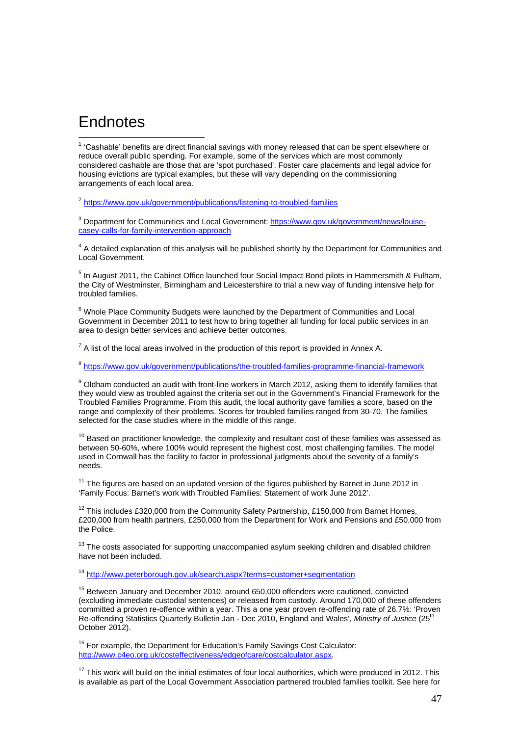# Endnotes

[1] 'Cashable' benefits are direct financial savings with money released that can be spent elsewhere or reduce overall public spending. For example, some of the services which are most commonly considered cashable are those that are 'spot purchased'. Foster care placements and legal advice for housing evictions are typical examples, but these will vary depending on the commissioning arrangements of each local area.

[2] https://www.gov.uk/government/publications/listening-to-troubled-families

[3] Department for Communities and Local Government: https://www.gov.uk/government/news/louise-casey-calls-for-family-intervention-approach

[4] A detailed explanation of this analysis will be published shortly by the Department for Communities and Local Government.

[5] In August 2011, the Cabinet Office launched four Social Impact Bond pilots in Hammersmith & Fulham, the City of Westminster, Birmingham and Leicestershire to trial a new way of funding intensive help for troubled families.

[6] Whole Place Community Budgets were launched by the Department of Communities and Local Government in December 2011 to test how to bring together all funding for local public services in an area to design better services and achieve better outcomes.

[7] A list of the local areas involved in the production of this report is provided in Annex A.

[8] https://www.gov.uk/government/publications/the-troubled-families-programme-financial-framework

[9] Oldham conducted an audit with front-line workers in March 2012, asking them to identify families that they would view as troubled against the criteria set out in the Government's Financial Framework for the Troubled Families Programme. From this audit, the local authority gave families a score, based on the range and complexity of their problems. Scores for troubled families ranged from 30-70. The families selected for the case studies where in the middle of this range.

[10] Based on practitioner knowledge, the complexity and resultant cost of these families was assessed as between 50-60%, where 100% would represent the highest cost, most challenging families. The model used in Cornwall has the facility to factor in professional judgments about the severity of a family's needs.

[11] The figures are based on an updated version of the figures published by Barnet in June 2012 in 'Family Focus: Barnet's work with Troubled Families: Statement of work June 2012'.

[12] This includes £320,000 from the Community Safety Partnership, £150,000 from Barnet Homes, £200,000 from health partners, £250,000 from the Department for Work and Pensions and £50,000 from the Police.

[13] The costs associated for supporting unaccompanied asylum seeking children and disabled children have not been included.

[14] http://www.peterborough.gov.uk/search.aspx?terms=customer+segmentation

[15] Between January and December 2010, around 650,000 offenders were cautioned, convicted (excluding immediate custodial sentences) or released from custody. Around 170,000 of these offenders committed a proven re-offence within a year. This a one year proven re-offending rate of 26.7%: 'Proven Re-offending Statistics Quarterly Bulletin Jan - Dec 2010, England and Wales', *Ministry of Justice* (25th October 2012).

[16] For example, the Department for Education's Family Savings Cost Calculator: http://www.c4eo.org.uk/costeffectiveness/edgeofcare/costcalculator.aspx.

[17] This work will build on the initial estimates of four local authorities, which were produced in 2012. This is available as part of the Local Government Association partnered troubled families toolkit. See here for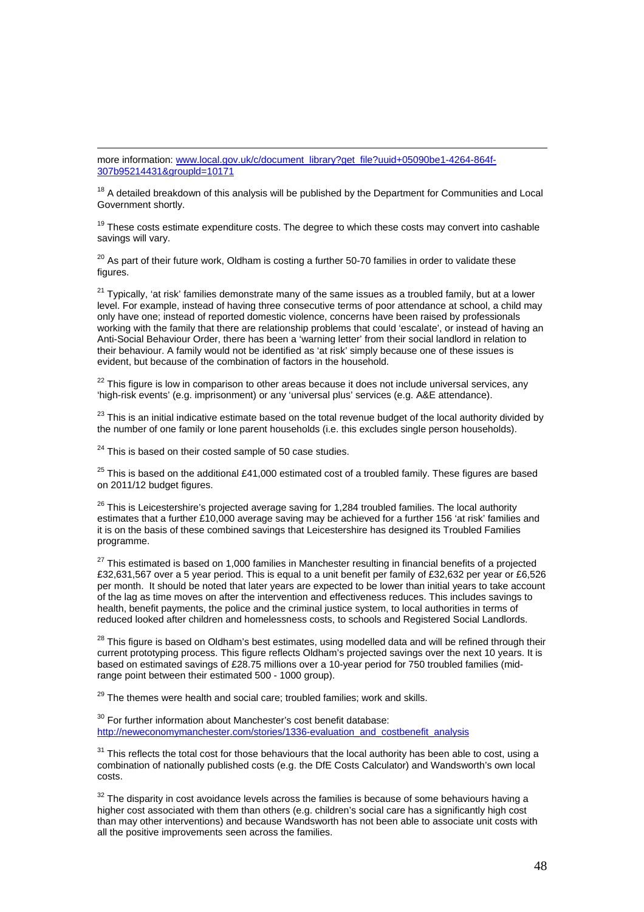more information: www.local.gov.uk/c/document_library?get_file?uuid+05090be1-4264-864f-307b95214431&groupId=10171

[18] A detailed breakdown of this analysis will be published by the Department for Communities and Local Government shortly.

[19] These costs estimate expenditure costs. The degree to which these costs may convert into cashable savings will vary.

[20] As part of their future work, Oldham is costing a further 50-70 families in order to validate these figures.

[21] Typically, 'at risk' families demonstrate many of the same issues as a troubled family, but at a lower level. For example, instead of having three consecutive terms of poor attendance at school, a child may only have one; instead of reported domestic violence, concerns have been raised by professionals working with the family that there are relationship problems that could 'escalate', or instead of having an Anti-Social Behaviour Order, there has been a 'warning letter' from their social landlord in relation to their behaviour. A family would not be identified as 'at risk' simply because one of these issues is evident, but because of the combination of factors in the household.

[22] This figure is low in comparison to other areas because it does not include universal services, any 'high-risk events' (e.g. imprisonment) or any 'universal plus' services (e.g. A&E attendance).

[23] This is an initial indicative estimate based on the total revenue budget of the local authority divided by the number of one family or lone parent households (i.e. this excludes single person households).

[24] This is based on their costed sample of 50 case studies.

[25] This is based on the additional £41,000 estimated cost of a troubled family. These figures are based on 2011/12 budget figures.

[26] This is Leicestershire's projected average saving for 1,284 troubled families. The local authority estimates that a further £10,000 average saving may be achieved for a further 156 'at risk' families and it is on the basis of these combined savings that Leicestershire has designed its Troubled Families programme.

[27] This estimated is based on 1,000 families in Manchester resulting in financial benefits of a projected £32,631,567 over a 5 year period. This is equal to a unit benefit per family of £32,632 per year or £6,526 per month. It should be noted that later years are expected to be lower than initial years to take account of the lag as time moves on after the intervention and effectiveness reduces. This includes savings to health, benefit payments, the police and the criminal justice system, to local authorities in terms of reduced looked after children and homelessness costs, to schools and Registered Social Landlords.

[28] This figure is based on Oldham's best estimates, using modelled data and will be refined through their current prototyping process. This figure reflects Oldham's projected savings over the next 10 years. It is based on estimated savings of £28.75 millions over a 10-year period for 750 troubled families (mid-range point between their estimated 500 - 1000 group).

[29] The themes were health and social care; troubled families; work and skills.

[30] For further information about Manchester's cost benefit database: http://neweconomymanchester.com/stories/1336-evaluation_and_costbenefit_analysis

[31] This reflects the total cost for those behaviours that the local authority has been able to cost, using a combination of nationally published costs (e.g. the DfE Costs Calculator) and Wandsworth's own local costs.

[32] The disparity in cost avoidance levels across the families is because of some behaviours having a higher cost associated with them than others (e.g. children's social care has a significantly high cost than may other interventions) and because Wandsworth has not been able to associate unit costs with all the positive improvements seen across the families.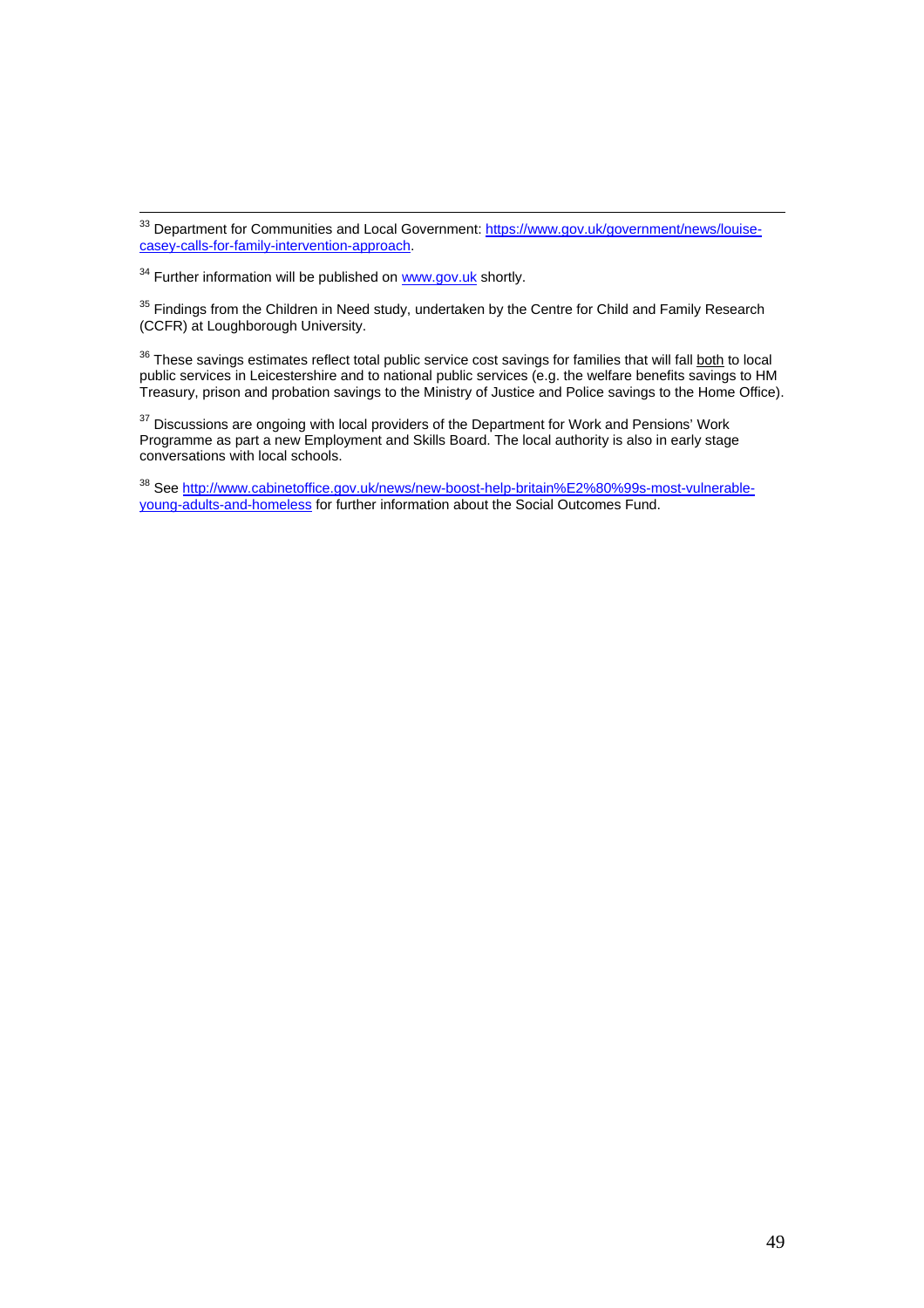---

[33] Department for Communities and Local Government: https://www.gov.uk/government/news/louise-casey-calls-for-family-intervention-approach.

[34] Further information will be published on www.gov.uk shortly.

[35] Findings from the Children in Need study, undertaken by the Centre for Child and Family Research (CCFR) at Loughborough University.

[36] These savings estimates reflect total public service cost savings for families that will fall both to local public services in Leicestershire and to national public services (e.g. the welfare benefits savings to HM Treasury, prison and probation savings to the Ministry of Justice and Police savings to the Home Office).

[37] Discussions are ongoing with local providers of the Department for Work and Pensions' Work Programme as part a new Employment and Skills Board. The local authority is also in early stage conversations with local schools.

[38] See http://www.cabinetoffice.gov.uk/news/new-boost-help-britain%E2%80%99s-most-vulnerable-young-adults-and-homeless for further information about the Social Outcomes Fund.